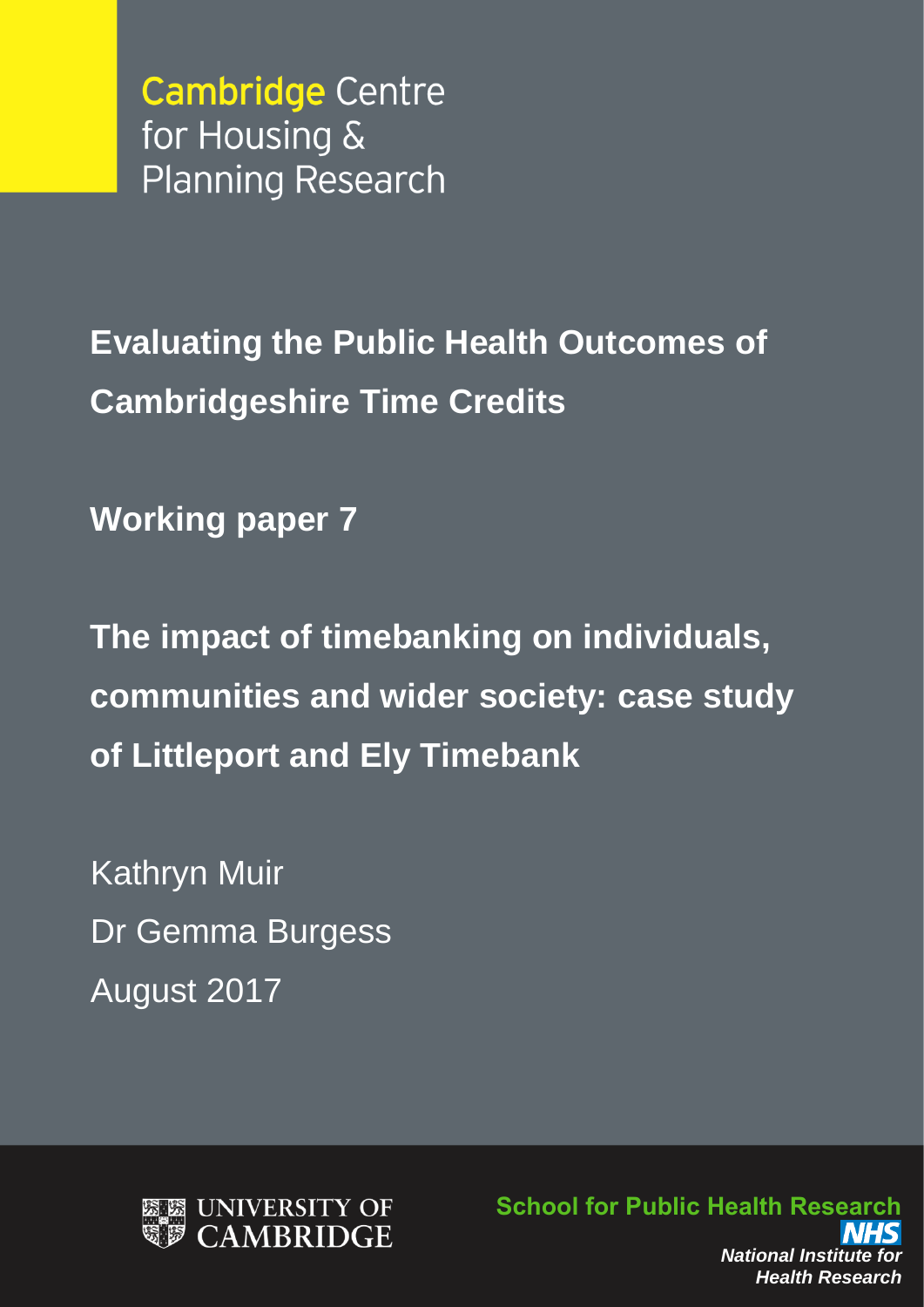Cambridge Centre for Housing & Planning Research

# Evaluating the Public Health Outcomes of Cambridgeshire Time Credits

## Working paper 7

## The impact of timebanking on individuals, communities and wider society: case study of Littleport and Ely Timebank

Kathryn Muir

Dr Gemma Burgess

August 2017

UNIVERSITY OF CAMBRIDGE

School for Public Health Research

NHS

*National Institute for Health Research*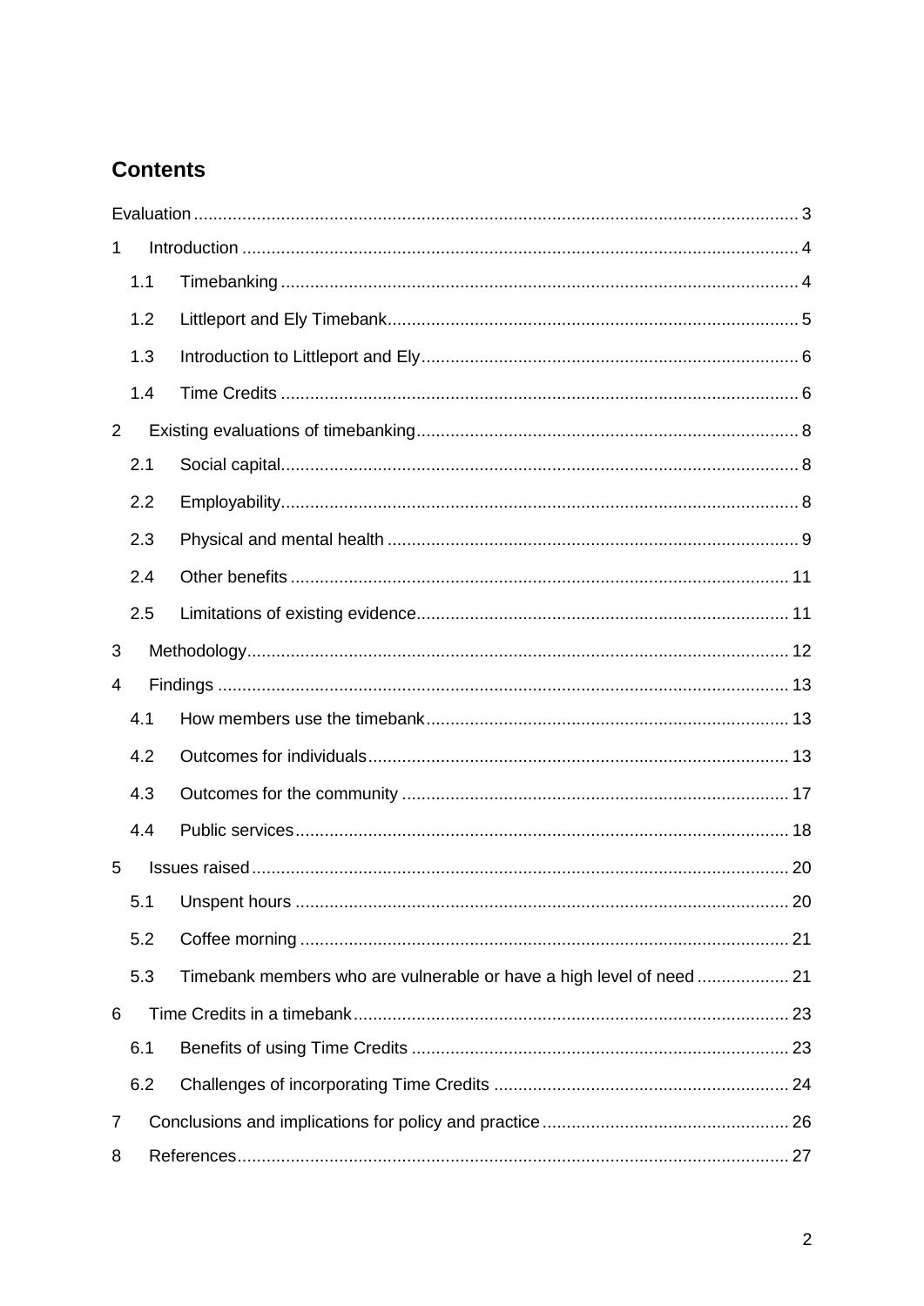## Contents

Evaluation ... 3

1 Introduction ... 4

- 1.1 Timebanking ... 4
- 1.2 Littleport and Ely Timebank ... 5
- 1.3 Introduction to Littleport and Ely ... 6
- 1.4 Time Credits ... 6

2 Existing evaluations of timebanking ... 8

- 2.1 Social capital ... 8
- 2.2 Employability ... 8
- 2.3 Physical and mental health ... 9
- 2.4 Other benefits ... 11
- 2.5 Limitations of existing evidence ... 11

3 Methodology ... 12

4 Findings ... 13

- 4.1 How members use the timebank ... 13
- 4.2 Outcomes for individuals ... 13
- 4.3 Outcomes for the community ... 17
- 4.4 Public services ... 18

5 Issues raised ... 20

- 5.1 Unspent hours ... 20
- 5.2 Coffee morning ... 21
- 5.3 Timebank members who are vulnerable or have a high level of need ... 21

6 Time Credits in a timebank ... 23

- 6.1 Benefits of using Time Credits ... 23
- 6.2 Challenges of incorporating Time Credits ... 24

7 Conclusions and implications for policy and practice ... 26

8 References ... 27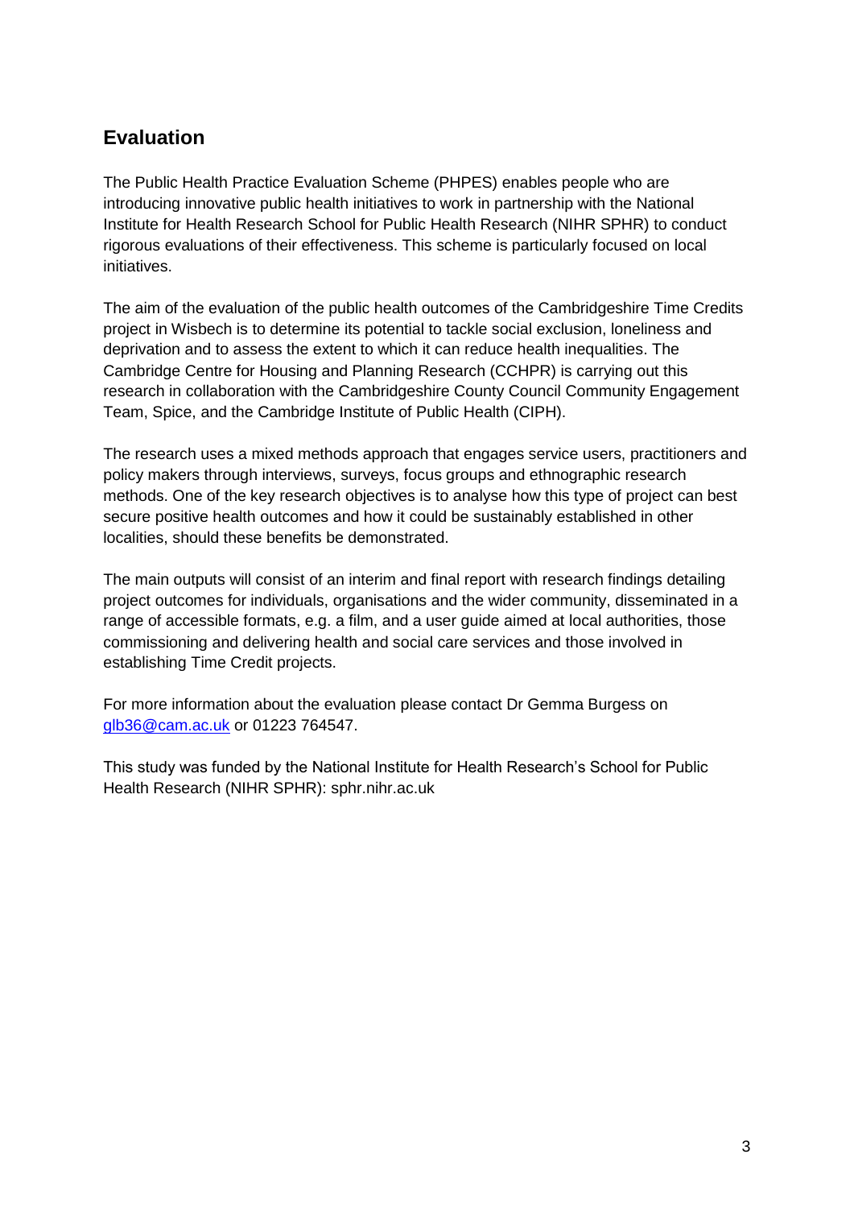## Evaluation

The Public Health Practice Evaluation Scheme (PHPES) enables people who are introducing innovative public health initiatives to work in partnership with the National Institute for Health Research School for Public Health Research (NIHR SPHR) to conduct rigorous evaluations of their effectiveness. This scheme is particularly focused on local initiatives.

The aim of the evaluation of the public health outcomes of the Cambridgeshire Time Credits project in Wisbech is to determine its potential to tackle social exclusion, loneliness and deprivation and to assess the extent to which it can reduce health inequalities. The Cambridge Centre for Housing and Planning Research (CCHPR) is carrying out this research in collaboration with the Cambridgeshire County Council Community Engagement Team, Spice, and the Cambridge Institute of Public Health (CIPH).

The research uses a mixed methods approach that engages service users, practitioners and policy makers through interviews, surveys, focus groups and ethnographic research methods. One of the key research objectives is to analyse how this type of project can best secure positive health outcomes and how it could be sustainably established in other localities, should these benefits be demonstrated.

The main outputs will consist of an interim and final report with research findings detailing project outcomes for individuals, organisations and the wider community, disseminated in a range of accessible formats, e.g. a film, and a user guide aimed at local authorities, those commissioning and delivering health and social care services and those involved in establishing Time Credit projects.

For more information about the evaluation please contact Dr Gemma Burgess on glb36@cam.ac.uk or 01223 764547.

This study was funded by the National Institute for Health Research's School for Public Health Research (NIHR SPHR): sphr.nihr.ac.uk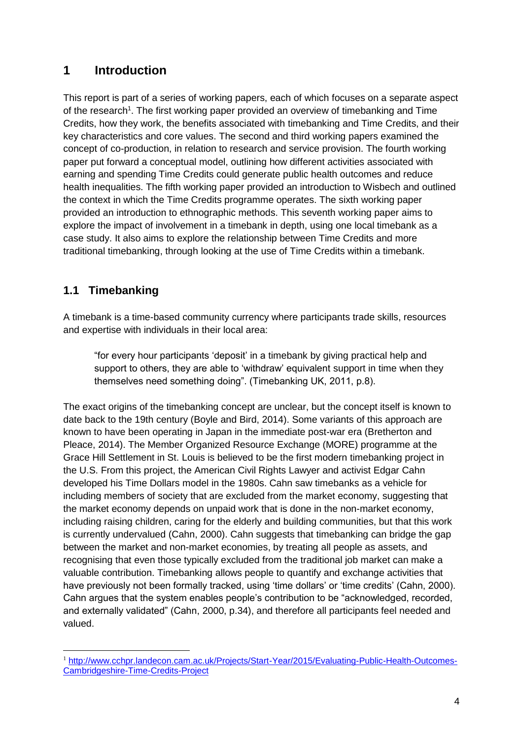# 1 Introduction

This report is part of a series of working papers, each of which focuses on a separate aspect of the research[1]. The first working paper provided an overview of timebanking and Time Credits, how they work, the benefits associated with timebanking and Time Credits, and their key characteristics and core values. The second and third working papers examined the concept of co-production, in relation to research and service provision. The fourth working paper put forward a conceptual model, outlining how different activities associated with earning and spending Time Credits could generate public health outcomes and reduce health inequalities. The fifth working paper provided an introduction to Wisbech and outlined the context in which the Time Credits programme operates. The sixth working paper provided an introduction to ethnographic methods. This seventh working paper aims to explore the impact of involvement in a timebank in depth, using one local timebank as a case study. It also aims to explore the relationship between Time Credits and more traditional timebanking, through looking at the use of Time Credits within a timebank.

## 1.1 Timebanking

A timebank is a time-based community currency where participants trade skills, resources and expertise with individuals in their local area:

> "for every hour participants 'deposit' in a timebank by giving practical help and support to others, they are able to 'withdraw' equivalent support in time when they themselves need something doing". (Timebanking UK, 2011, p.8).

The exact origins of the timebanking concept are unclear, but the concept itself is known to date back to the 19th century (Boyle and Bird, 2014). Some variants of this approach are known to have been operating in Japan in the immediate post-war era (Bretherton and Pleace, 2014). The Member Organized Resource Exchange (MORE) programme at the Grace Hill Settlement in St. Louis is believed to be the first modern timebanking project in the U.S. From this project, the American Civil Rights Lawyer and activist Edgar Cahn developed his Time Dollars model in the 1980s. Cahn saw timebanks as a vehicle for including members of society that are excluded from the market economy, suggesting that the market economy depends on unpaid work that is done in the non-market economy, including raising children, caring for the elderly and building communities, but that this work is currently undervalued (Cahn, 2000). Cahn suggests that timebanking can bridge the gap between the market and non-market economies, by treating all people as assets, and recognising that even those typically excluded from the traditional job market can make a valuable contribution. Timebanking allows people to quantify and exchange activities that have previously not been formally tracked, using 'time dollars' or 'time credits' (Cahn, 2000). Cahn argues that the system enables people's contribution to be "acknowledged, recorded, and externally validated" (Cahn, 2000, p.34), and therefore all participants feel needed and valued.

---

[1] http://www.cchpr.landecon.cam.ac.uk/Projects/Start-Year/2015/Evaluating-Public-Health-Outcomes-Cambridgeshire-Time-Credits-Project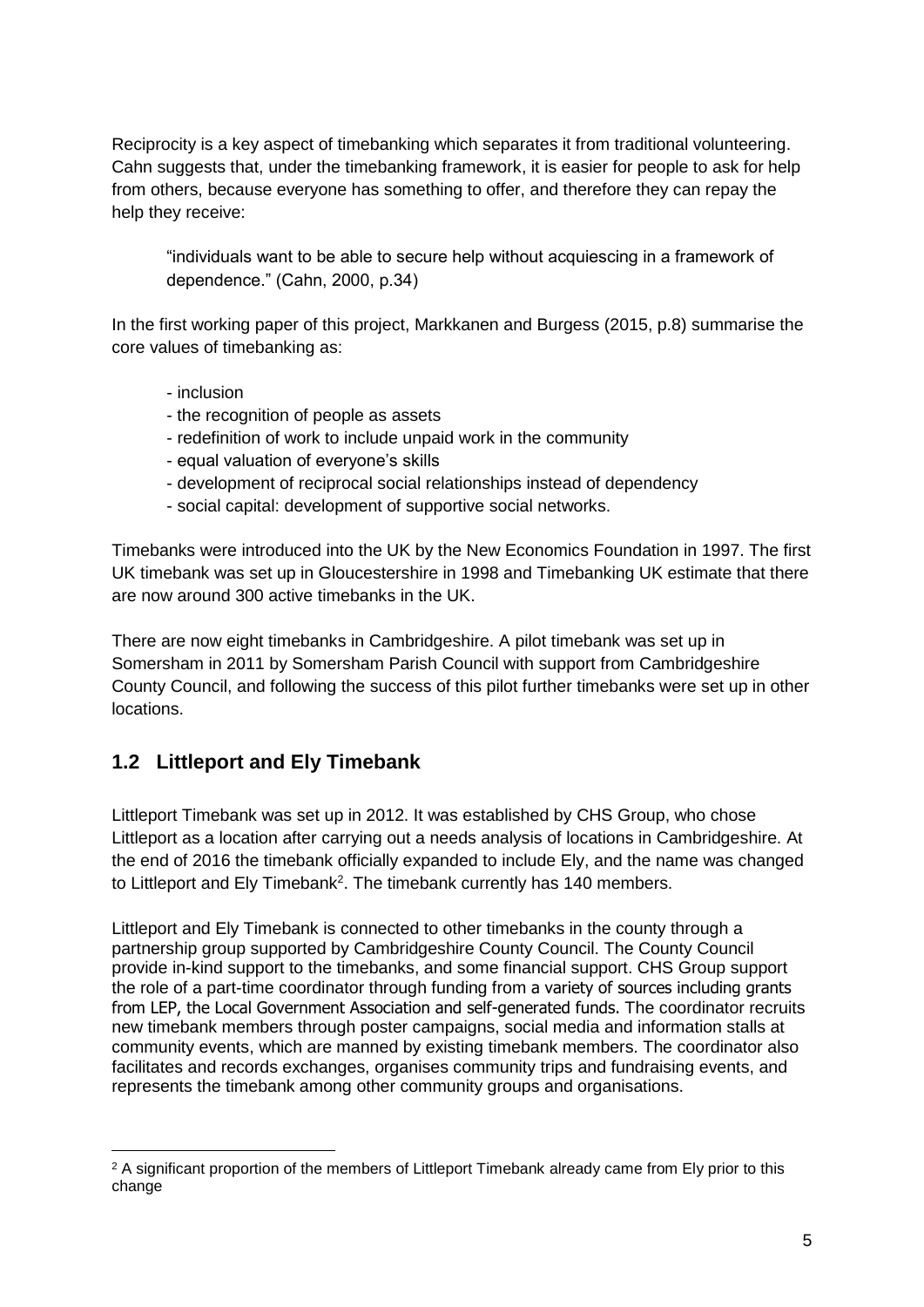Reciprocity is a key aspect of timebanking which separates it from traditional volunteering. Cahn suggests that, under the timebanking framework, it is easier for people to ask for help from others, because everyone has something to offer, and therefore they can repay the help they receive:

> "individuals want to be able to secure help without acquiescing in a framework of dependence." (Cahn, 2000, p.34)

In the first working paper of this project, Markkanen and Burgess (2015, p.8) summarise the core values of timebanking as:

- inclusion
- the recognition of people as assets
- redefinition of work to include unpaid work in the community
- equal valuation of everyone's skills
- development of reciprocal social relationships instead of dependency
- social capital: development of supportive social networks.

Timebanks were introduced into the UK by the New Economics Foundation in 1997. The first UK timebank was set up in Gloucestershire in 1998 and Timebanking UK estimate that there are now around 300 active timebanks in the UK.

There are now eight timebanks in Cambridgeshire. A pilot timebank was set up in Somersham in 2011 by Somersham Parish Council with support from Cambridgeshire County Council, and following the success of this pilot further timebanks were set up in other locations.

## 1.2 Littleport and Ely Timebank

Littleport Timebank was set up in 2012. It was established by CHS Group, who chose Littleport as a location after carrying out a needs analysis of locations in Cambridgeshire. At the end of 2016 the timebank officially expanded to include Ely, and the name was changed to Littleport and Ely Timebank[2]. The timebank currently has 140 members.

Littleport and Ely Timebank is connected to other timebanks in the county through a partnership group supported by Cambridgeshire County Council. The County Council provide in-kind support to the timebanks, and some financial support. CHS Group support the role of a part-time coordinator through funding from a variety of sources including grants from LEP, the Local Government Association and self-generated funds. The coordinator recruits new timebank members through poster campaigns, social media and information stalls at community events, which are manned by existing timebank members. The coordinator also facilitates and records exchanges, organises community trips and fundraising events, and represents the timebank among other community groups and organisations.

[2] A significant proportion of the members of Littleport Timebank already came from Ely prior to this change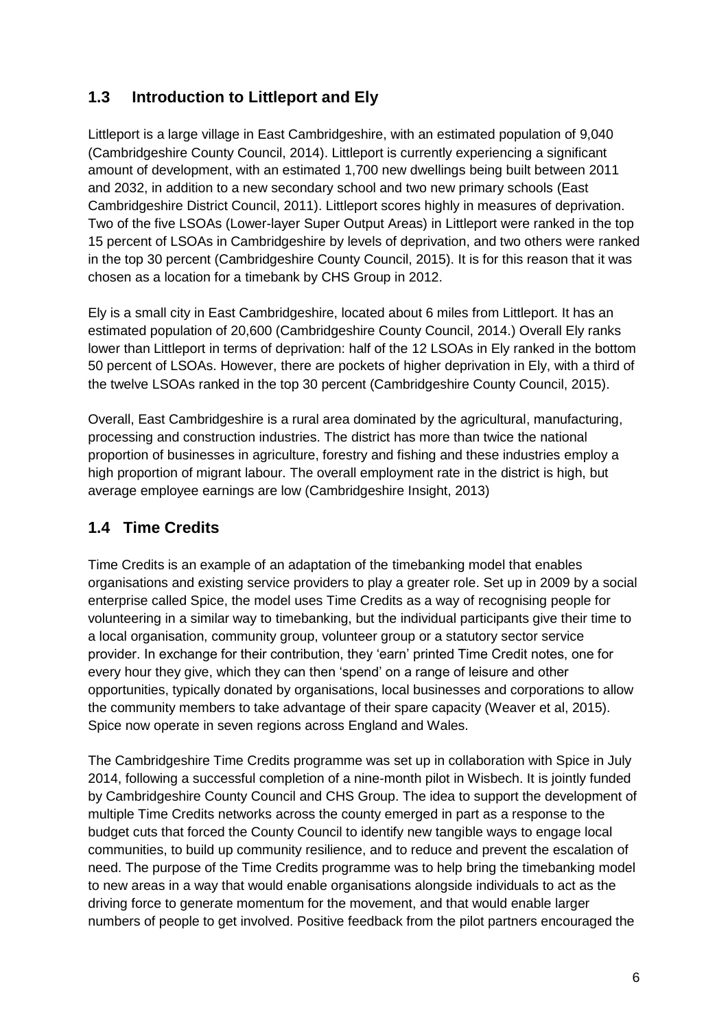## 1.3 Introduction to Littleport and Ely

Littleport is a large village in East Cambridgeshire, with an estimated population of 9,040 (Cambridgeshire County Council, 2014). Littleport is currently experiencing a significant amount of development, with an estimated 1,700 new dwellings being built between 2011 and 2032, in addition to a new secondary school and two new primary schools (East Cambridgeshire District Council, 2011). Littleport scores highly in measures of deprivation. Two of the five LSOAs (Lower-layer Super Output Areas) in Littleport were ranked in the top 15 percent of LSOAs in Cambridgeshire by levels of deprivation, and two others were ranked in the top 30 percent (Cambridgeshire County Council, 2015). It is for this reason that it was chosen as a location for a timebank by CHS Group in 2012.

Ely is a small city in East Cambridgeshire, located about 6 miles from Littleport. It has an estimated population of 20,600 (Cambridgeshire County Council, 2014.) Overall Ely ranks lower than Littleport in terms of deprivation: half of the 12 LSOAs in Ely ranked in the bottom 50 percent of LSOAs. However, there are pockets of higher deprivation in Ely, with a third of the twelve LSOAs ranked in the top 30 percent (Cambridgeshire County Council, 2015).

Overall, East Cambridgeshire is a rural area dominated by the agricultural, manufacturing, processing and construction industries. The district has more than twice the national proportion of businesses in agriculture, forestry and fishing and these industries employ a high proportion of migrant labour. The overall employment rate in the district is high, but average employee earnings are low (Cambridgeshire Insight, 2013)

## 1.4 Time Credits

Time Credits is an example of an adaptation of the timebanking model that enables organisations and existing service providers to play a greater role. Set up in 2009 by a social enterprise called Spice, the model uses Time Credits as a way of recognising people for volunteering in a similar way to timebanking, but the individual participants give their time to a local organisation, community group, volunteer group or a statutory sector service provider. In exchange for their contribution, they 'earn' printed Time Credit notes, one for every hour they give, which they can then 'spend' on a range of leisure and other opportunities, typically donated by organisations, local businesses and corporations to allow the community members to take advantage of their spare capacity (Weaver et al, 2015). Spice now operate in seven regions across England and Wales.

The Cambridgeshire Time Credits programme was set up in collaboration with Spice in July 2014, following a successful completion of a nine-month pilot in Wisbech. It is jointly funded by Cambridgeshire County Council and CHS Group. The idea to support the development of multiple Time Credits networks across the county emerged in part as a response to the budget cuts that forced the County Council to identify new tangible ways to engage local communities, to build up community resilience, and to reduce and prevent the escalation of need. The purpose of the Time Credits programme was to help bring the timebanking model to new areas in a way that would enable organisations alongside individuals to act as the driving force to generate momentum for the movement, and that would enable larger numbers of people to get involved. Positive feedback from the pilot partners encouraged the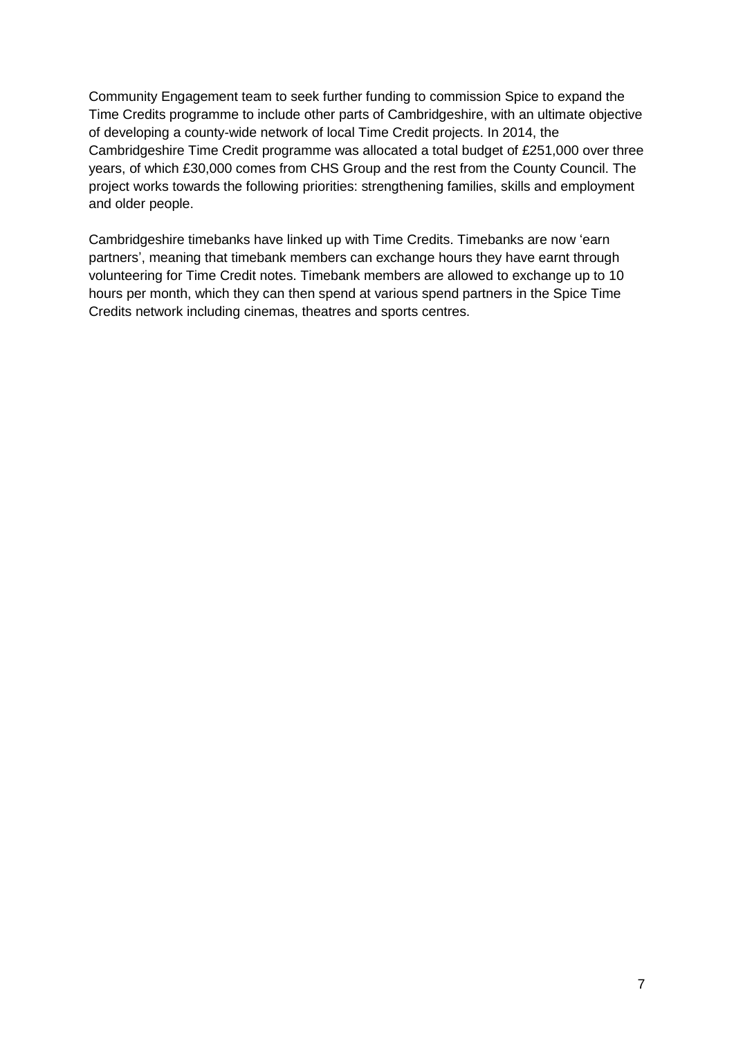Community Engagement team to seek further funding to commission Spice to expand the Time Credits programme to include other parts of Cambridgeshire, with an ultimate objective of developing a county-wide network of local Time Credit projects. In 2014, the Cambridgeshire Time Credit programme was allocated a total budget of £251,000 over three years, of which £30,000 comes from CHS Group and the rest from the County Council. The project works towards the following priorities: strengthening families, skills and employment and older people.

Cambridgeshire timebanks have linked up with Time Credits. Timebanks are now 'earn partners', meaning that timebank members can exchange hours they have earnt through volunteering for Time Credit notes. Timebank members are allowed to exchange up to 10 hours per month, which they can then spend at various spend partners in the Spice Time Credits network including cinemas, theatres and sports centres.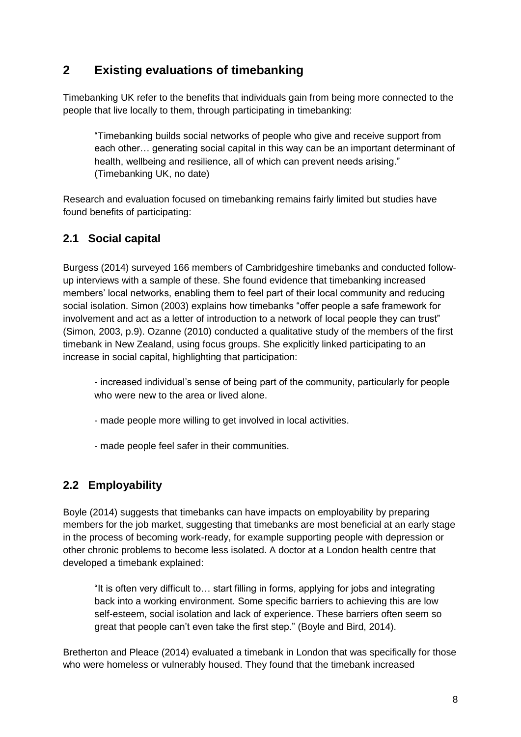# 2 Existing evaluations of timebanking

Timebanking UK refer to the benefits that individuals gain from being more connected to the people that live locally to them, through participating in timebanking:

> "Timebanking builds social networks of people who give and receive support from each other… generating social capital in this way can be an important determinant of health, wellbeing and resilience, all of which can prevent needs arising." (Timebanking UK, no date)

Research and evaluation focused on timebanking remains fairly limited but studies have found benefits of participating:

## 2.1 Social capital

Burgess (2014) surveyed 166 members of Cambridgeshire timebanks and conducted follow-up interviews with a sample of these. She found evidence that timebanking increased members' local networks, enabling them to feel part of their local community and reducing social isolation. Simon (2003) explains how timebanks "offer people a safe framework for involvement and act as a letter of introduction to a network of local people they can trust" (Simon, 2003, p.9). Ozanne (2010) conducted a qualitative study of the members of the first timebank in New Zealand, using focus groups. She explicitly linked participating to an increase in social capital, highlighting that participation:

- increased individual's sense of being part of the community, particularly for people who were new to the area or lived alone.
- made people more willing to get involved in local activities.
- made people feel safer in their communities.

## 2.2 Employability

Boyle (2014) suggests that timebanks can have impacts on employability by preparing members for the job market, suggesting that timebanks are most beneficial at an early stage in the process of becoming work-ready, for example supporting people with depression or other chronic problems to become less isolated. A doctor at a London health centre that developed a timebank explained:

> "It is often very difficult to… start filling in forms, applying for jobs and integrating back into a working environment. Some specific barriers to achieving this are low self-esteem, social isolation and lack of experience. These barriers often seem so great that people can't even take the first step." (Boyle and Bird, 2014).

Bretherton and Pleace (2014) evaluated a timebank in London that was specifically for those who were homeless or vulnerably housed. They found that the timebank increased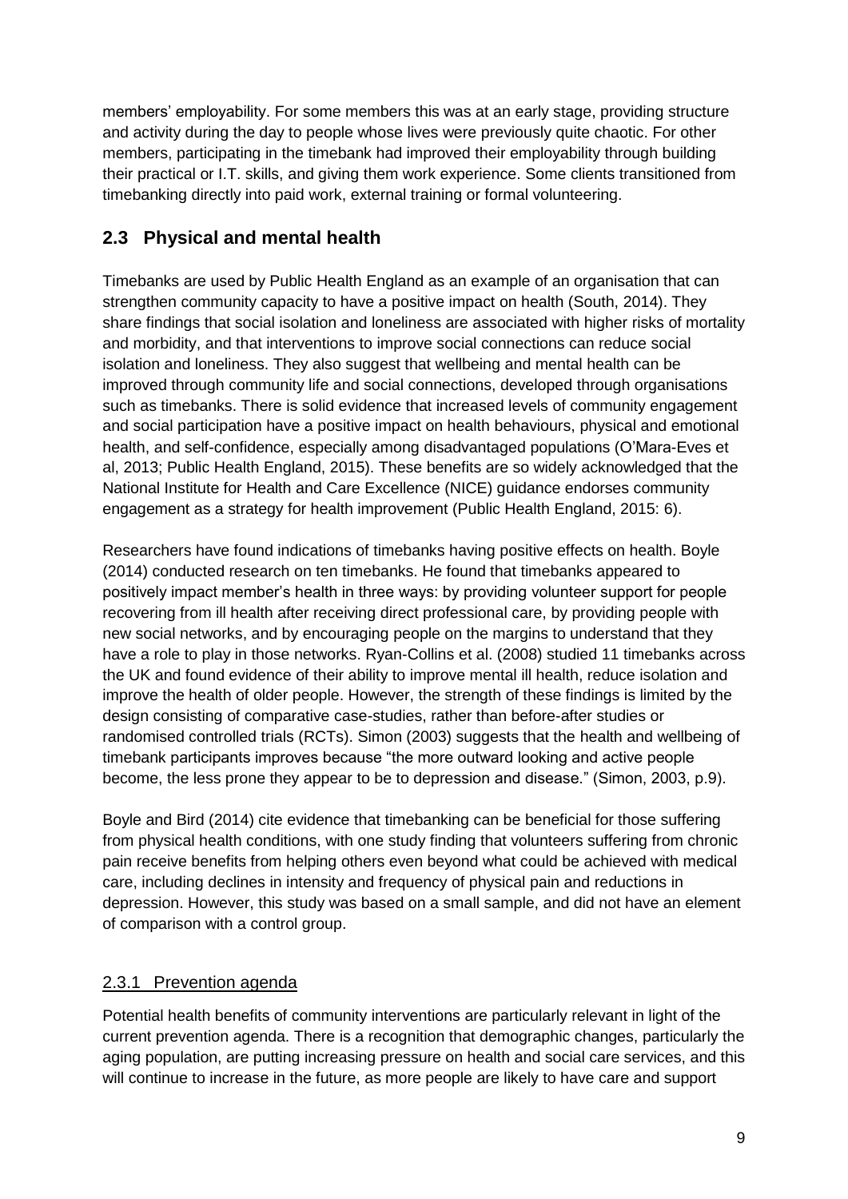members' employability. For some members this was at an early stage, providing structure and activity during the day to people whose lives were previously quite chaotic. For other members, participating in the timebank had improved their employability through building their practical or I.T. skills, and giving them work experience. Some clients transitioned from timebanking directly into paid work, external training or formal volunteering.

## 2.3 Physical and mental health

Timebanks are used by Public Health England as an example of an organisation that can strengthen community capacity to have a positive impact on health (South, 2014). They share findings that social isolation and loneliness are associated with higher risks of mortality and morbidity, and that interventions to improve social connections can reduce social isolation and loneliness. They also suggest that wellbeing and mental health can be improved through community life and social connections, developed through organisations such as timebanks. There is solid evidence that increased levels of community engagement and social participation have a positive impact on health behaviours, physical and emotional health, and self-confidence, especially among disadvantaged populations (O'Mara-Eves et al, 2013; Public Health England, 2015). These benefits are so widely acknowledged that the National Institute for Health and Care Excellence (NICE) guidance endorses community engagement as a strategy for health improvement (Public Health England, 2015: 6).

Researchers have found indications of timebanks having positive effects on health. Boyle (2014) conducted research on ten timebanks. He found that timebanks appeared to positively impact member's health in three ways: by providing volunteer support for people recovering from ill health after receiving direct professional care, by providing people with new social networks, and by encouraging people on the margins to understand that they have a role to play in those networks. Ryan-Collins et al. (2008) studied 11 timebanks across the UK and found evidence of their ability to improve mental ill health, reduce isolation and improve the health of older people. However, the strength of these findings is limited by the design consisting of comparative case-studies, rather than before-after studies or randomised controlled trials (RCTs). Simon (2003) suggests that the health and wellbeing of timebank participants improves because "the more outward looking and active people become, the less prone they appear to be to depression and disease." (Simon, 2003, p.9).

Boyle and Bird (2014) cite evidence that timebanking can be beneficial for those suffering from physical health conditions, with one study finding that volunteers suffering from chronic pain receive benefits from helping others even beyond what could be achieved with medical care, including declines in intensity and frequency of physical pain and reductions in depression. However, this study was based on a small sample, and did not have an element of comparison with a control group.

### 2.3.1 Prevention agenda

Potential health benefits of community interventions are particularly relevant in light of the current prevention agenda. There is a recognition that demographic changes, particularly the aging population, are putting increasing pressure on health and social care services, and this will continue to increase in the future, as more people are likely to have care and support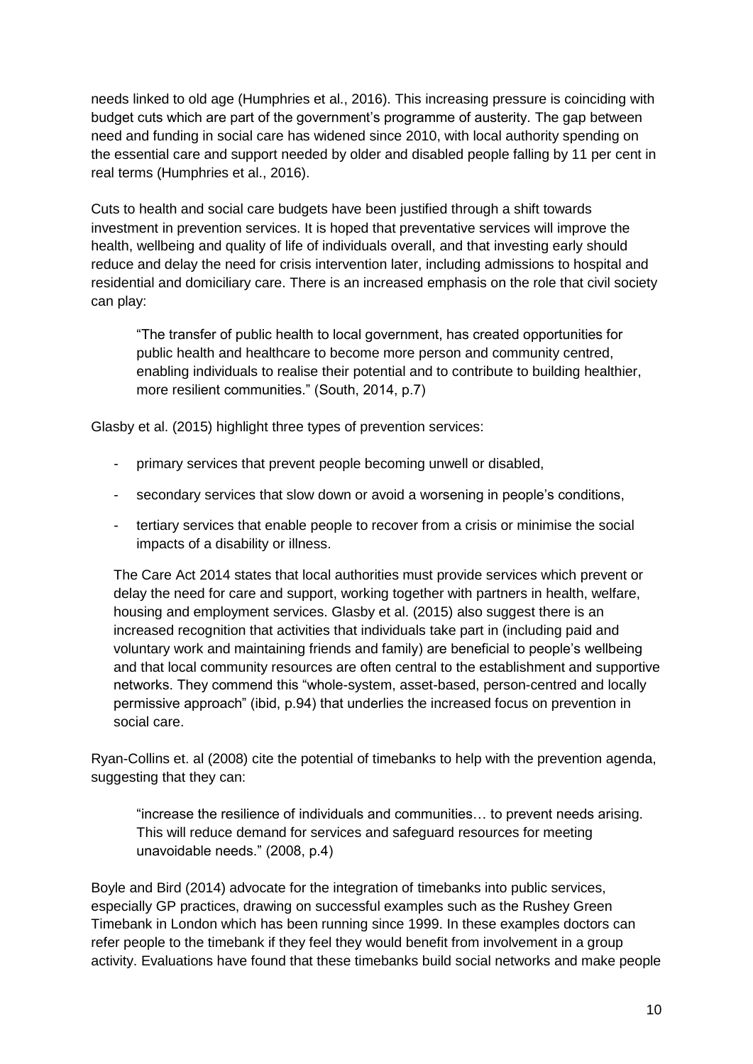needs linked to old age (Humphries et al., 2016). This increasing pressure is coinciding with budget cuts which are part of the government's programme of austerity. The gap between need and funding in social care has widened since 2010, with local authority spending on the essential care and support needed by older and disabled people falling by 11 per cent in real terms (Humphries et al., 2016).

Cuts to health and social care budgets have been justified through a shift towards investment in prevention services. It is hoped that preventative services will improve the health, wellbeing and quality of life of individuals overall, and that investing early should reduce and delay the need for crisis intervention later, including admissions to hospital and residential and domiciliary care. There is an increased emphasis on the role that civil society can play:

> "The transfer of public health to local government, has created opportunities for public health and healthcare to become more person and community centred, enabling individuals to realise their potential and to contribute to building healthier, more resilient communities." (South, 2014, p.7)

Glasby et al. (2015) highlight three types of prevention services:

- primary services that prevent people becoming unwell or disabled,
- secondary services that slow down or avoid a worsening in people's conditions,
- tertiary services that enable people to recover from a crisis or minimise the social impacts of a disability or illness.

The Care Act 2014 states that local authorities must provide services which prevent or delay the need for care and support, working together with partners in health, welfare, housing and employment services. Glasby et al. (2015) also suggest there is an increased recognition that activities that individuals take part in (including paid and voluntary work and maintaining friends and family) are beneficial to people's wellbeing and that local community resources are often central to the establishment and supportive networks. They commend this "whole-system, asset-based, person-centred and locally permissive approach" (ibid, p.94) that underlies the increased focus on prevention in social care.

Ryan-Collins et. al (2008) cite the potential of timebanks to help with the prevention agenda, suggesting that they can:

> "increase the resilience of individuals and communities… to prevent needs arising. This will reduce demand for services and safeguard resources for meeting unavoidable needs." (2008, p.4)

Boyle and Bird (2014) advocate for the integration of timebanks into public services, especially GP practices, drawing on successful examples such as the Rushey Green Timebank in London which has been running since 1999. In these examples doctors can refer people to the timebank if they feel they would benefit from involvement in a group activity. Evaluations have found that these timebanks build social networks and make people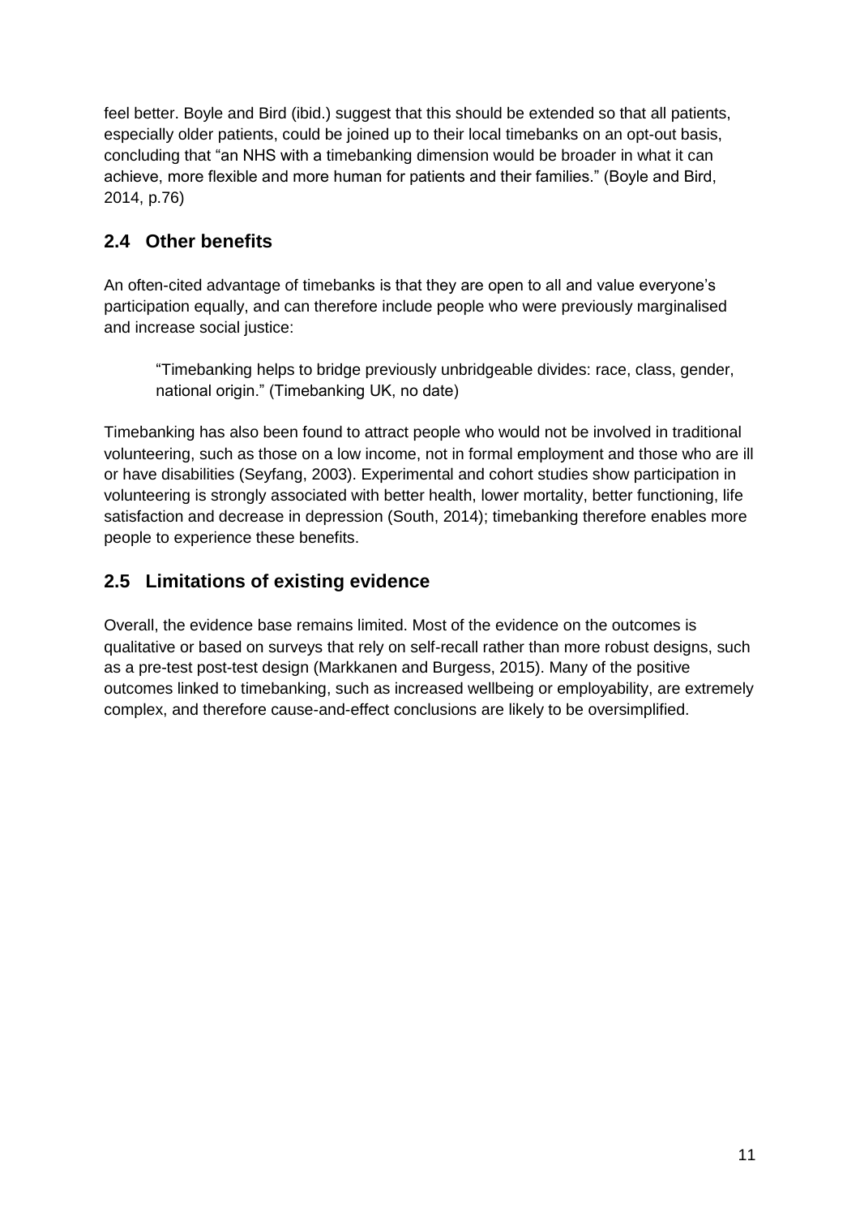feel better. Boyle and Bird (ibid.) suggest that this should be extended so that all patients, especially older patients, could be joined up to their local timebanks on an opt-out basis, concluding that "an NHS with a timebanking dimension would be broader in what it can achieve, more flexible and more human for patients and their families." (Boyle and Bird, 2014, p.76)

## 2.4 Other benefits

An often-cited advantage of timebanks is that they are open to all and value everyone's participation equally, and can therefore include people who were previously marginalised and increase social justice:

> "Timebanking helps to bridge previously unbridgeable divides: race, class, gender, national origin." (Timebanking UK, no date)

Timebanking has also been found to attract people who would not be involved in traditional volunteering, such as those on a low income, not in formal employment and those who are ill or have disabilities (Seyfang, 2003). Experimental and cohort studies show participation in volunteering is strongly associated with better health, lower mortality, better functioning, life satisfaction and decrease in depression (South, 2014); timebanking therefore enables more people to experience these benefits.

## 2.5 Limitations of existing evidence

Overall, the evidence base remains limited. Most of the evidence on the outcomes is qualitative or based on surveys that rely on self-recall rather than more robust designs, such as a pre-test post-test design (Markkanen and Burgess, 2015). Many of the positive outcomes linked to timebanking, such as increased wellbeing or employability, are extremely complex, and therefore cause-and-effect conclusions are likely to be oversimplified.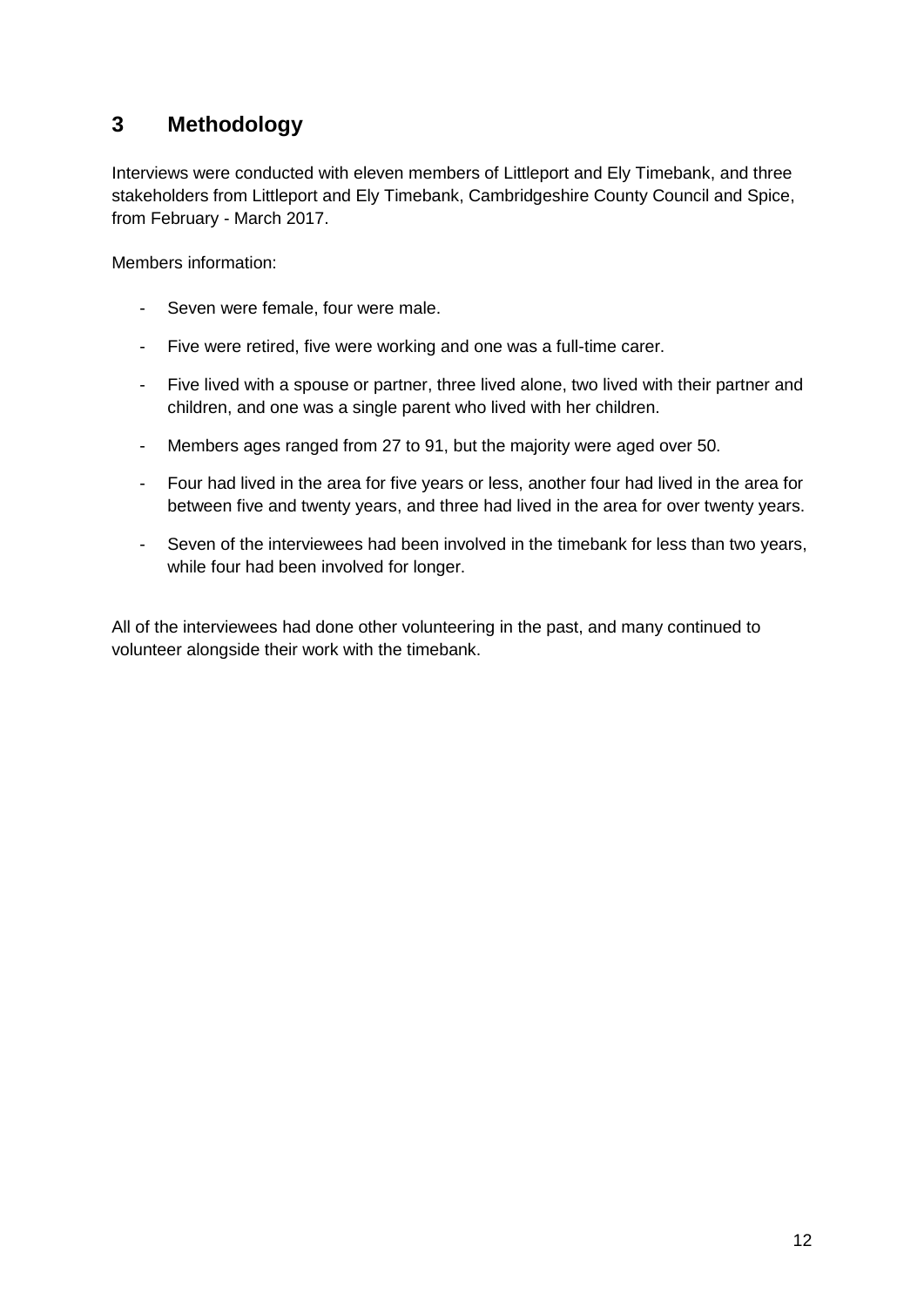## 3 Methodology

Interviews were conducted with eleven members of Littleport and Ely Timebank, and three stakeholders from Littleport and Ely Timebank, Cambridgeshire County Council and Spice, from February - March 2017.

Members information:

- Seven were female, four were male.
- Five were retired, five were working and one was a full-time carer.
- Five lived with a spouse or partner, three lived alone, two lived with their partner and children, and one was a single parent who lived with her children.
- Members ages ranged from 27 to 91, but the majority were aged over 50.
- Four had lived in the area for five years or less, another four had lived in the area for between five and twenty years, and three had lived in the area for over twenty years.
- Seven of the interviewees had been involved in the timebank for less than two years, while four had been involved for longer.

All of the interviewees had done other volunteering in the past, and many continued to volunteer alongside their work with the timebank.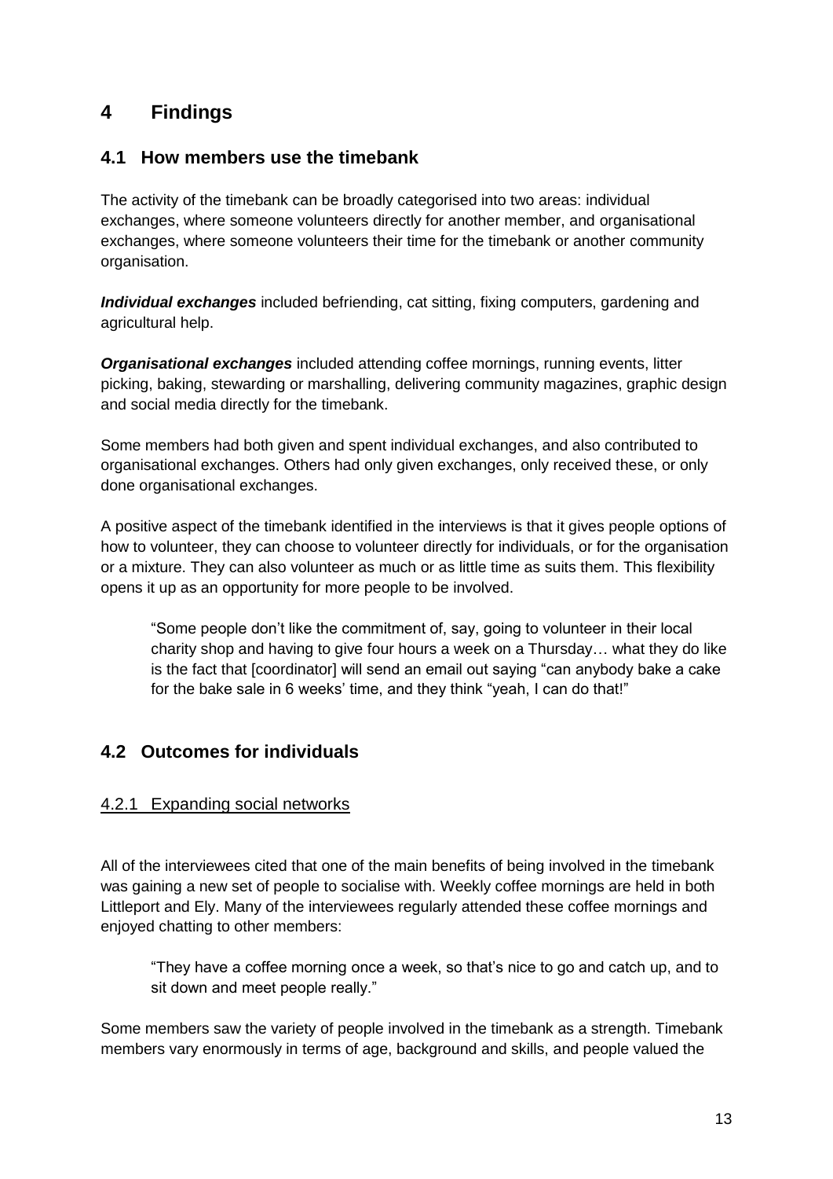# 4 Findings

## 4.1 How members use the timebank

The activity of the timebank can be broadly categorised into two areas: individual exchanges, where someone volunteers directly for another member, and organisational exchanges, where someone volunteers their time for the timebank or another community organisation.

***Individual exchanges*** included befriending, cat sitting, fixing computers, gardening and agricultural help.

***Organisational exchanges*** included attending coffee mornings, running events, litter picking, baking, stewarding or marshalling, delivering community magazines, graphic design and social media directly for the timebank.

Some members had both given and spent individual exchanges, and also contributed to organisational exchanges. Others had only given exchanges, only received these, or only done organisational exchanges.

A positive aspect of the timebank identified in the interviews is that it gives people options of how to volunteer, they can choose to volunteer directly for individuals, or for the organisation or a mixture. They can also volunteer as much or as little time as suits them. This flexibility opens it up as an opportunity for more people to be involved.

> "Some people don't like the commitment of, say, going to volunteer in their local charity shop and having to give four hours a week on a Thursday… what they do like is the fact that [coordinator] will send an email out saying "can anybody bake a cake for the bake sale in 6 weeks' time, and they think "yeah, I can do that!"

## 4.2 Outcomes for individuals

### 4.2.1 Expanding social networks

All of the interviewees cited that one of the main benefits of being involved in the timebank was gaining a new set of people to socialise with. Weekly coffee mornings are held in both Littleport and Ely. Many of the interviewees regularly attended these coffee mornings and enjoyed chatting to other members:

> "They have a coffee morning once a week, so that's nice to go and catch up, and to sit down and meet people really."

Some members saw the variety of people involved in the timebank as a strength. Timebank members vary enormously in terms of age, background and skills, and people valued the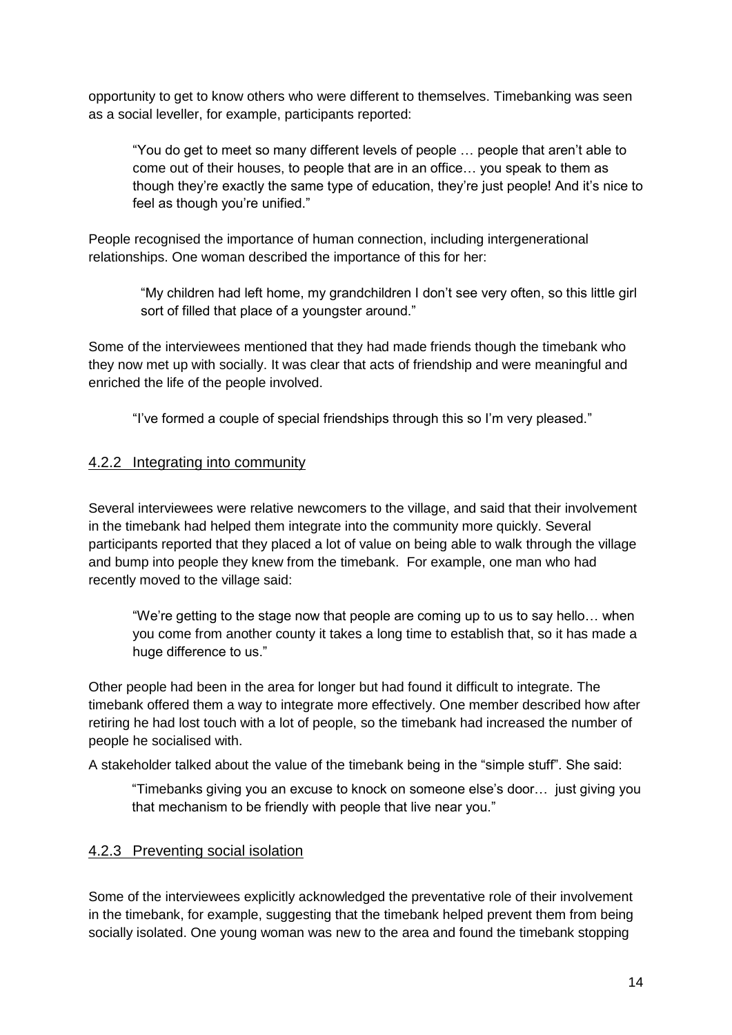opportunity to get to know others who were different to themselves. Timebanking was seen as a social leveller, for example, participants reported:

> "You do get to meet so many different levels of people … people that aren't able to come out of their houses, to people that are in an office… you speak to them as though they're exactly the same type of education, they're just people! And it's nice to feel as though you're unified."

People recognised the importance of human connection, including intergenerational relationships. One woman described the importance of this for her:

> "My children had left home, my grandchildren I don't see very often, so this little girl sort of filled that place of a youngster around."

Some of the interviewees mentioned that they had made friends though the timebank who they now met up with socially. It was clear that acts of friendship and were meaningful and enriched the life of the people involved.

> "I've formed a couple of special friendships through this so I'm very pleased."

### 4.2.2 Integrating into community

Several interviewees were relative newcomers to the village, and said that their involvement in the timebank had helped them integrate into the community more quickly. Several participants reported that they placed a lot of value on being able to walk through the village and bump into people they knew from the timebank. For example, one man who had recently moved to the village said:

> "We're getting to the stage now that people are coming up to us to say hello… when you come from another county it takes a long time to establish that, so it has made a huge difference to us."

Other people had been in the area for longer but had found it difficult to integrate. The timebank offered them a way to integrate more effectively. One member described how after retiring he had lost touch with a lot of people, so the timebank had increased the number of people he socialised with.

A stakeholder talked about the value of the timebank being in the "simple stuff". She said:

> "Timebanks giving you an excuse to knock on someone else's door… just giving you that mechanism to be friendly with people that live near you."

### 4.2.3 Preventing social isolation

Some of the interviewees explicitly acknowledged the preventative role of their involvement in the timebank, for example, suggesting that the timebank helped prevent them from being socially isolated. One young woman was new to the area and found the timebank stopping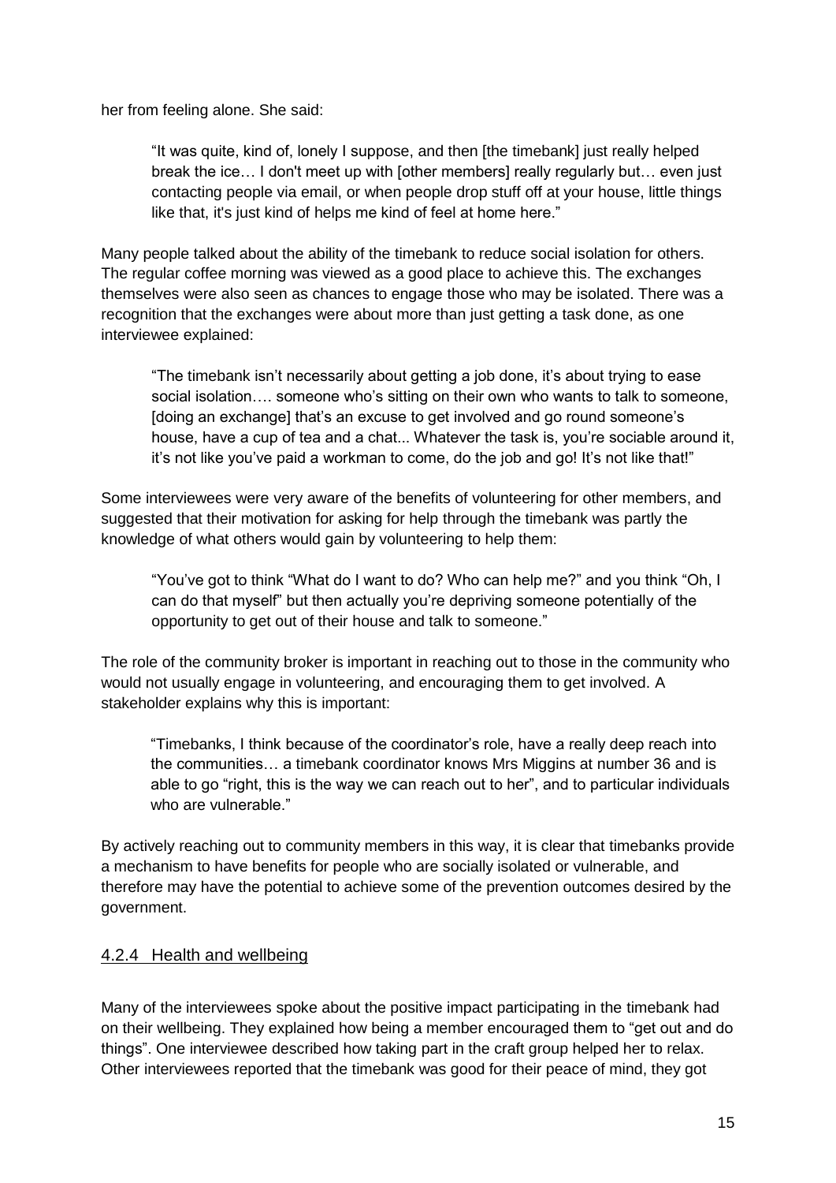her from feeling alone. She said:

> "It was quite, kind of, lonely I suppose, and then [the timebank] just really helped break the ice… I don't meet up with [other members] really regularly but… even just contacting people via email, or when people drop stuff off at your house, little things like that, it's just kind of helps me kind of feel at home here."

Many people talked about the ability of the timebank to reduce social isolation for others. The regular coffee morning was viewed as a good place to achieve this. The exchanges themselves were also seen as chances to engage those who may be isolated. There was a recognition that the exchanges were about more than just getting a task done, as one interviewee explained:

> "The timebank isn't necessarily about getting a job done, it's about trying to ease social isolation…. someone who's sitting on their own who wants to talk to someone, [doing an exchange] that's an excuse to get involved and go round someone's house, have a cup of tea and a chat... Whatever the task is, you're sociable around it, it's not like you've paid a workman to come, do the job and go! It's not like that!"

Some interviewees were very aware of the benefits of volunteering for other members, and suggested that their motivation for asking for help through the timebank was partly the knowledge of what others would gain by volunteering to help them:

> "You've got to think "What do I want to do? Who can help me?" and you think "Oh, I can do that myself" but then actually you're depriving someone potentially of the opportunity to get out of their house and talk to someone."

The role of the community broker is important in reaching out to those in the community who would not usually engage in volunteering, and encouraging them to get involved. A stakeholder explains why this is important:

> "Timebanks, I think because of the coordinator's role, have a really deep reach into the communities… a timebank coordinator knows Mrs Miggins at number 36 and is able to go "right, this is the way we can reach out to her", and to particular individuals who are vulnerable."

By actively reaching out to community members in this way, it is clear that timebanks provide a mechanism to have benefits for people who are socially isolated or vulnerable, and therefore may have the potential to achieve some of the prevention outcomes desired by the government.

#### 4.2.4 Health and wellbeing

Many of the interviewees spoke about the positive impact participating in the timebank had on their wellbeing. They explained how being a member encouraged them to "get out and do things". One interviewee described how taking part in the craft group helped her to relax. Other interviewees reported that the timebank was good for their peace of mind, they got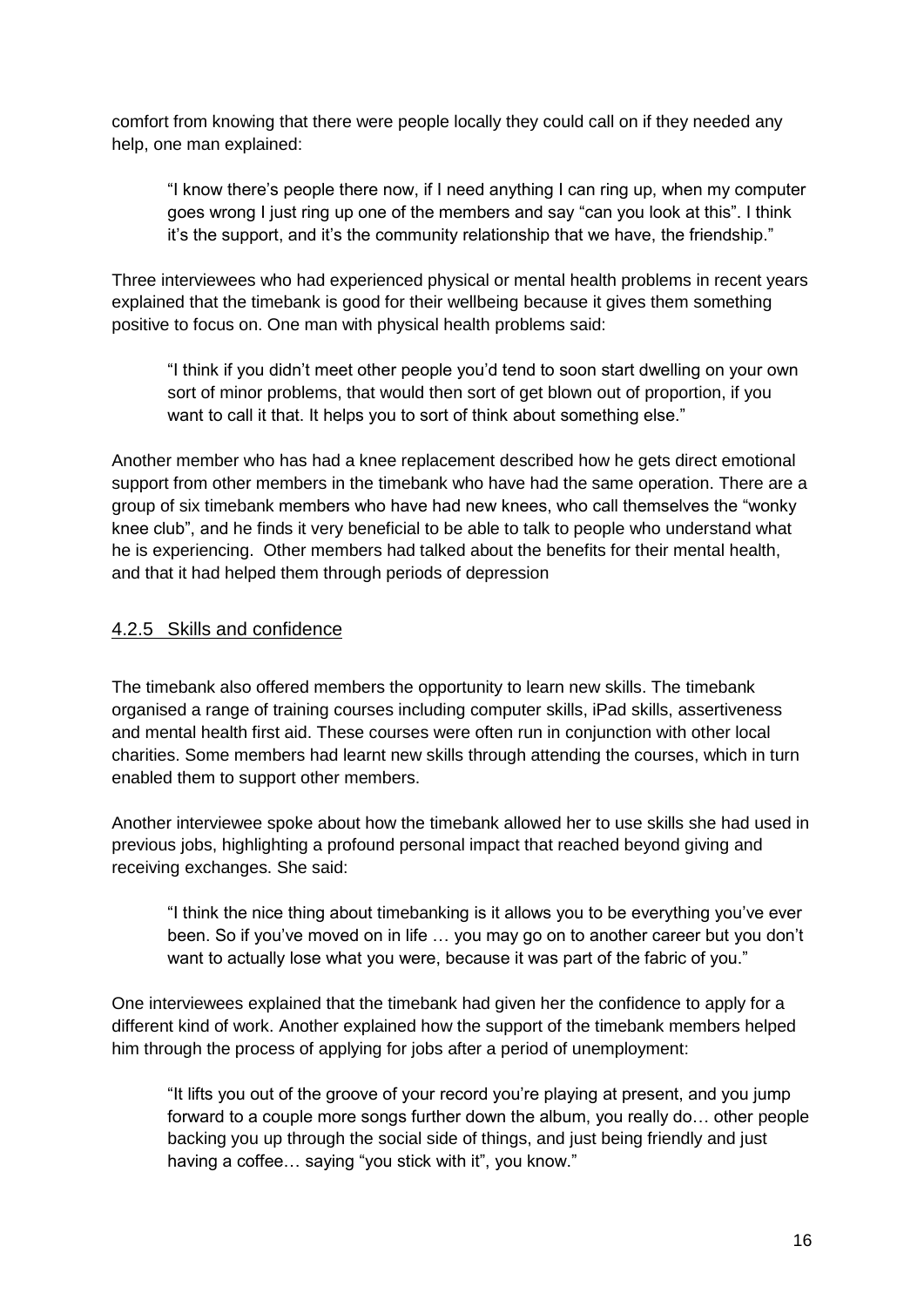comfort from knowing that there were people locally they could call on if they needed any help, one man explained:

> "I know there's people there now, if I need anything I can ring up, when my computer goes wrong I just ring up one of the members and say "can you look at this". I think it's the support, and it's the community relationship that we have, the friendship."

Three interviewees who had experienced physical or mental health problems in recent years explained that the timebank is good for their wellbeing because it gives them something positive to focus on. One man with physical health problems said:

> "I think if you didn't meet other people you'd tend to soon start dwelling on your own sort of minor problems, that would then sort of get blown out of proportion, if you want to call it that. It helps you to sort of think about something else."

Another member who has had a knee replacement described how he gets direct emotional support from other members in the timebank who have had the same operation. There are a group of six timebank members who have had new knees, who call themselves the "wonky knee club", and he finds it very beneficial to be able to talk to people who understand what he is experiencing. Other members had talked about the benefits for their mental health, and that it had helped them through periods of depression

### 4.2.5 Skills and confidence

The timebank also offered members the opportunity to learn new skills. The timebank organised a range of training courses including computer skills, iPad skills, assertiveness and mental health first aid. These courses were often run in conjunction with other local charities. Some members had learnt new skills through attending the courses, which in turn enabled them to support other members.

Another interviewee spoke about how the timebank allowed her to use skills she had used in previous jobs, highlighting a profound personal impact that reached beyond giving and receiving exchanges. She said:

> "I think the nice thing about timebanking is it allows you to be everything you've ever been. So if you've moved on in life … you may go on to another career but you don't want to actually lose what you were, because it was part of the fabric of you."

One interviewees explained that the timebank had given her the confidence to apply for a different kind of work. Another explained how the support of the timebank members helped him through the process of applying for jobs after a period of unemployment:

> "It lifts you out of the groove of your record you're playing at present, and you jump forward to a couple more songs further down the album, you really do… other people backing you up through the social side of things, and just being friendly and just having a coffee… saying "you stick with it", you know."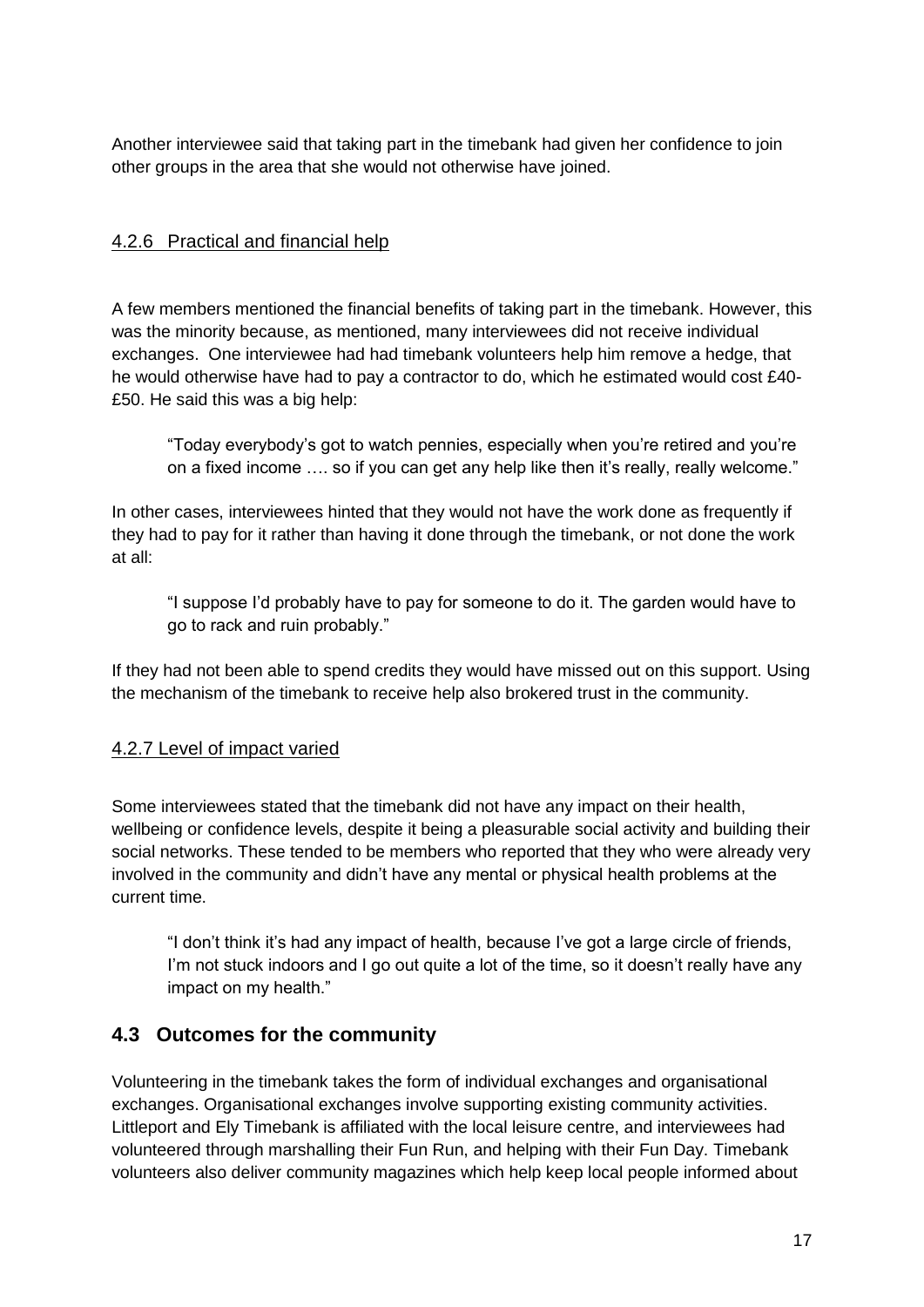Another interviewee said that taking part in the timebank had given her confidence to join other groups in the area that she would not otherwise have joined.

### 4.2.6 Practical and financial help

A few members mentioned the financial benefits of taking part in the timebank. However, this was the minority because, as mentioned, many interviewees did not receive individual exchanges. One interviewee had had timebank volunteers help him remove a hedge, that he would otherwise have had to pay a contractor to do, which he estimated would cost £40-£50. He said this was a big help:

> "Today everybody's got to watch pennies, especially when you're retired and you're on a fixed income …. so if you can get any help like then it's really, really welcome."

In other cases, interviewees hinted that they would not have the work done as frequently if they had to pay for it rather than having it done through the timebank, or not done the work at all:

> "I suppose I'd probably have to pay for someone to do it. The garden would have to go to rack and ruin probably."

If they had not been able to spend credits they would have missed out on this support. Using the mechanism of the timebank to receive help also brokered trust in the community.

### 4.2.7 Level of impact varied

Some interviewees stated that the timebank did not have any impact on their health, wellbeing or confidence levels, despite it being a pleasurable social activity and building their social networks. These tended to be members who reported that they who were already very involved in the community and didn't have any mental or physical health problems at the current time.

> "I don't think it's had any impact of health, because I've got a large circle of friends, I'm not stuck indoors and I go out quite a lot of the time, so it doesn't really have any impact on my health."

## 4.3 Outcomes for the community

Volunteering in the timebank takes the form of individual exchanges and organisational exchanges. Organisational exchanges involve supporting existing community activities. Littleport and Ely Timebank is affiliated with the local leisure centre, and interviewees had volunteered through marshalling their Fun Run, and helping with their Fun Day. Timebank volunteers also deliver community magazines which help keep local people informed about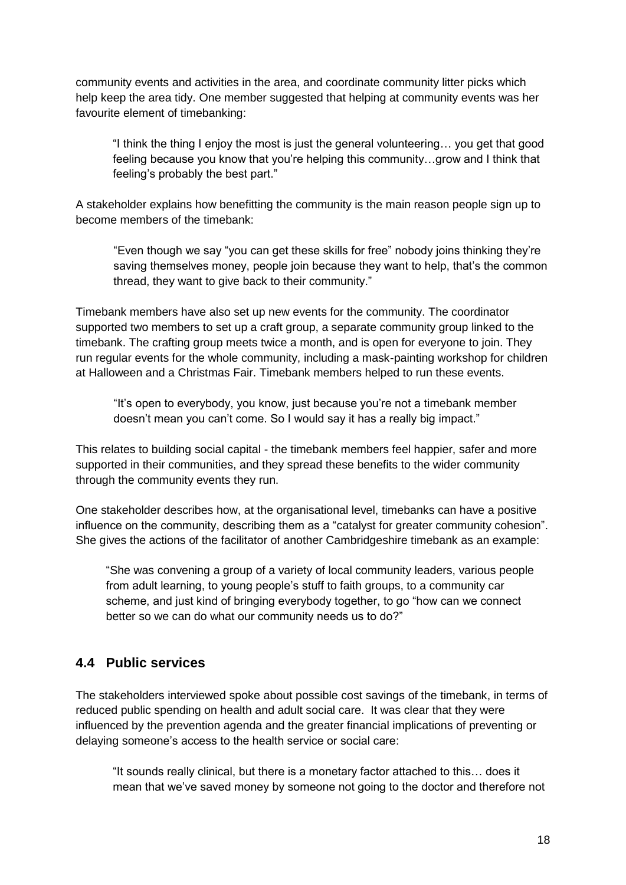community events and activities in the area, and coordinate community litter picks which help keep the area tidy. One member suggested that helping at community events was her favourite element of timebanking:

> "I think the thing I enjoy the most is just the general volunteering… you get that good feeling because you know that you're helping this community…grow and I think that feeling's probably the best part."

A stakeholder explains how benefitting the community is the main reason people sign up to become members of the timebank:

> "Even though we say "you can get these skills for free" nobody joins thinking they're saving themselves money, people join because they want to help, that's the common thread, they want to give back to their community."

Timebank members have also set up new events for the community. The coordinator supported two members to set up a craft group, a separate community group linked to the timebank. The crafting group meets twice a month, and is open for everyone to join. They run regular events for the whole community, including a mask-painting workshop for children at Halloween and a Christmas Fair. Timebank members helped to run these events.

> "It's open to everybody, you know, just because you're not a timebank member doesn't mean you can't come. So I would say it has a really big impact."

This relates to building social capital - the timebank members feel happier, safer and more supported in their communities, and they spread these benefits to the wider community through the community events they run.

One stakeholder describes how, at the organisational level, timebanks can have a positive influence on the community, describing them as a "catalyst for greater community cohesion". She gives the actions of the facilitator of another Cambridgeshire timebank as an example:

> "She was convening a group of a variety of local community leaders, various people from adult learning, to young people's stuff to faith groups, to a community car scheme, and just kind of bringing everybody together, to go "how can we connect better so we can do what our community needs us to do?"

## 4.4 Public services

The stakeholders interviewed spoke about possible cost savings of the timebank, in terms of reduced public spending on health and adult social care. It was clear that they were influenced by the prevention agenda and the greater financial implications of preventing or delaying someone's access to the health service or social care:

> "It sounds really clinical, but there is a monetary factor attached to this… does it mean that we've saved money by someone not going to the doctor and therefore not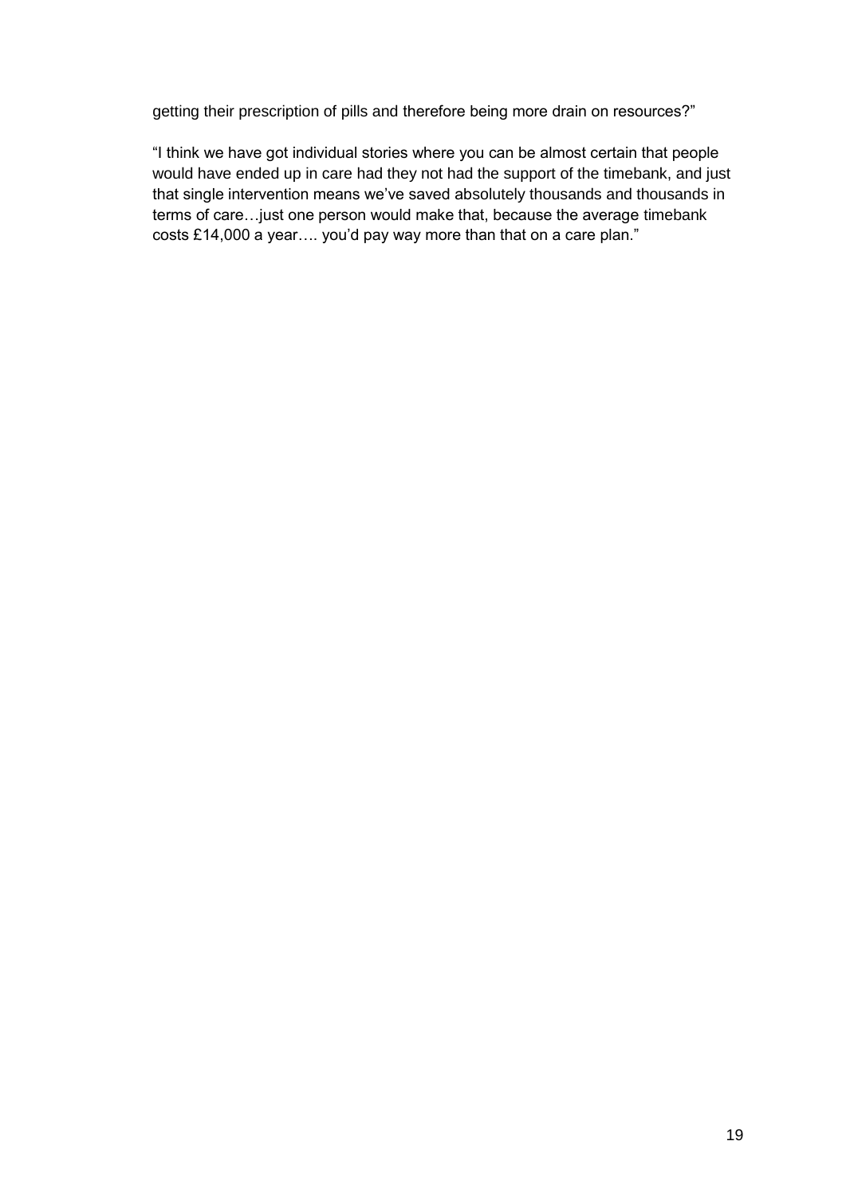getting their prescription of pills and therefore being more drain on resources?"

"I think we have got individual stories where you can be almost certain that people would have ended up in care had they not had the support of the timebank, and just that single intervention means we've saved absolutely thousands and thousands in terms of care…just one person would make that, because the average timebank costs £14,000 a year…. you'd pay way more than that on a care plan."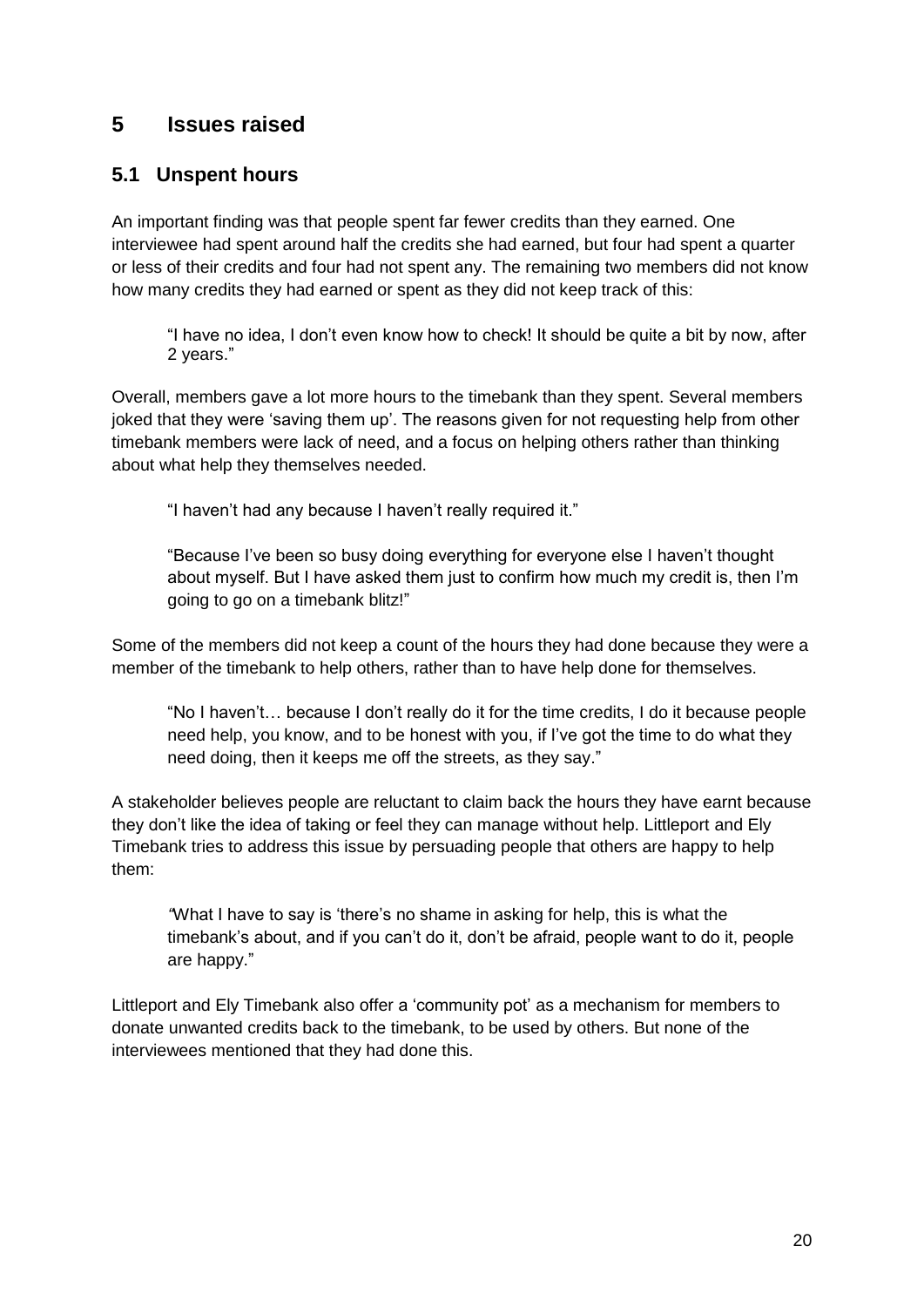## 5 Issues raised

### 5.1 Unspent hours

An important finding was that people spent far fewer credits than they earned. One interviewee had spent around half the credits she had earned, but four had spent a quarter or less of their credits and four had not spent any. The remaining two members did not know how many credits they had earned or spent as they did not keep track of this:

> "I have no idea, I don't even know how to check! It should be quite a bit by now, after 2 years."

Overall, members gave a lot more hours to the timebank than they spent. Several members joked that they were 'saving them up'. The reasons given for not requesting help from other timebank members were lack of need, and a focus on helping others rather than thinking about what help they themselves needed.

> "I haven't had any because I haven't really required it."

> "Because I've been so busy doing everything for everyone else I haven't thought about myself. But I have asked them just to confirm how much my credit is, then I'm going to go on a timebank blitz!"

Some of the members did not keep a count of the hours they had done because they were a member of the timebank to help others, rather than to have help done for themselves.

> "No I haven't… because I don't really do it for the time credits, I do it because people need help, you know, and to be honest with you, if I've got the time to do what they need doing, then it keeps me off the streets, as they say."

A stakeholder believes people are reluctant to claim back the hours they have earnt because they don't like the idea of taking or feel they can manage without help. Littleport and Ely Timebank tries to address this issue by persuading people that others are happy to help them:

> *"*What I have to say is 'there's no shame in asking for help, this is what the timebank's about, and if you can't do it, don't be afraid, people want to do it, people are happy."

Littleport and Ely Timebank also offer a 'community pot' as a mechanism for members to donate unwanted credits back to the timebank, to be used by others. But none of the interviewees mentioned that they had done this.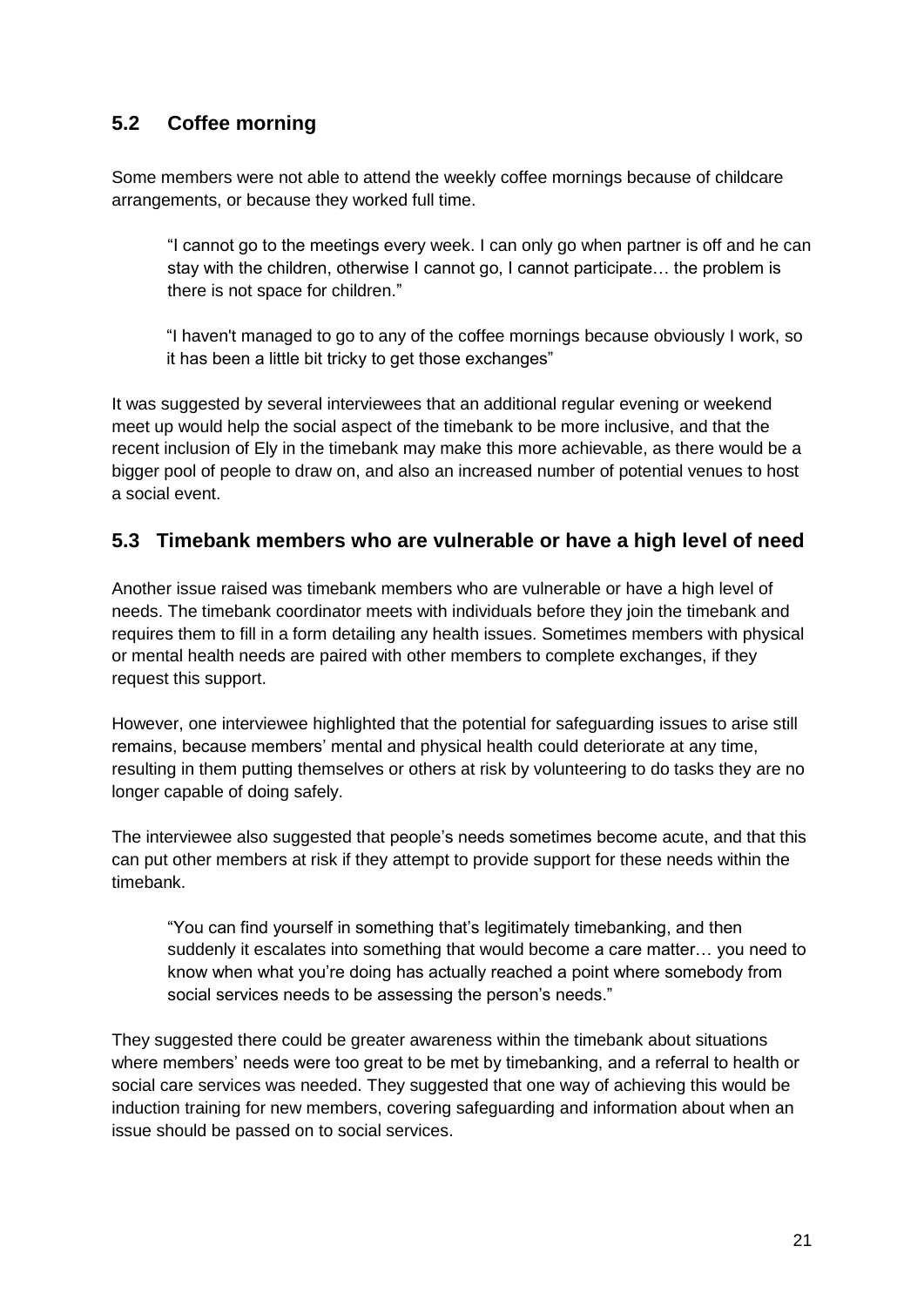## 5.2 Coffee morning

Some members were not able to attend the weekly coffee mornings because of childcare arrangements, or because they worked full time.

> "I cannot go to the meetings every week. I can only go when partner is off and he can stay with the children, otherwise I cannot go, I cannot participate… the problem is there is not space for children."

> "I haven't managed to go to any of the coffee mornings because obviously I work, so it has been a little bit tricky to get those exchanges"

It was suggested by several interviewees that an additional regular evening or weekend meet up would help the social aspect of the timebank to be more inclusive, and that the recent inclusion of Ely in the timebank may make this more achievable, as there would be a bigger pool of people to draw on, and also an increased number of potential venues to host a social event.

## 5.3 Timebank members who are vulnerable or have a high level of need

Another issue raised was timebank members who are vulnerable or have a high level of needs. The timebank coordinator meets with individuals before they join the timebank and requires them to fill in a form detailing any health issues. Sometimes members with physical or mental health needs are paired with other members to complete exchanges, if they request this support.

However, one interviewee highlighted that the potential for safeguarding issues to arise still remains, because members' mental and physical health could deteriorate at any time, resulting in them putting themselves or others at risk by volunteering to do tasks they are no longer capable of doing safely.

The interviewee also suggested that people's needs sometimes become acute, and that this can put other members at risk if they attempt to provide support for these needs within the timebank.

> "You can find yourself in something that's legitimately timebanking, and then suddenly it escalates into something that would become a care matter… you need to know when what you're doing has actually reached a point where somebody from social services needs to be assessing the person's needs."

They suggested there could be greater awareness within the timebank about situations where members' needs were too great to be met by timebanking, and a referral to health or social care services was needed. They suggested that one way of achieving this would be induction training for new members, covering safeguarding and information about when an issue should be passed on to social services.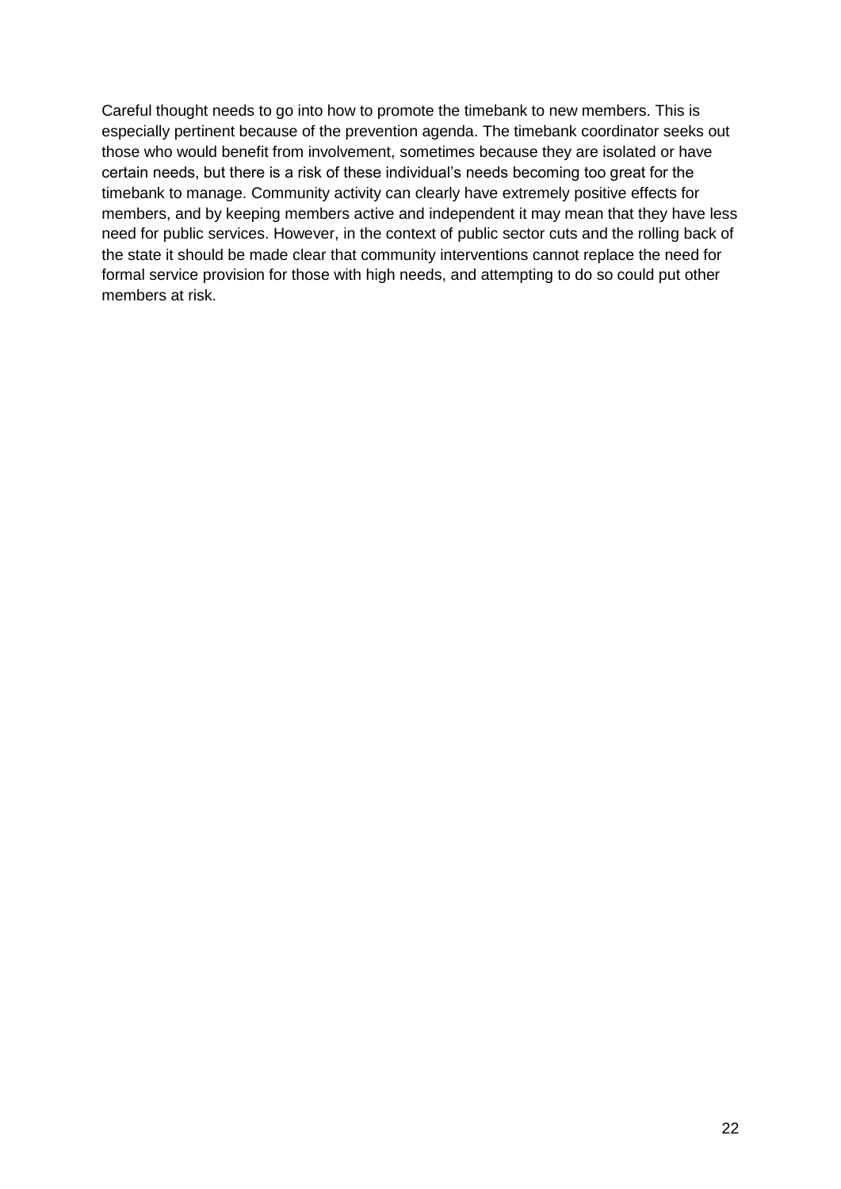Careful thought needs to go into how to promote the timebank to new members. This is especially pertinent because of the prevention agenda. The timebank coordinator seeks out those who would benefit from involvement, sometimes because they are isolated or have certain needs, but there is a risk of these individual's needs becoming too great for the timebank to manage. Community activity can clearly have extremely positive effects for members, and by keeping members active and independent it may mean that they have less need for public services. However, in the context of public sector cuts and the rolling back of the state it should be made clear that community interventions cannot replace the need for formal service provision for those with high needs, and attempting to do so could put other members at risk.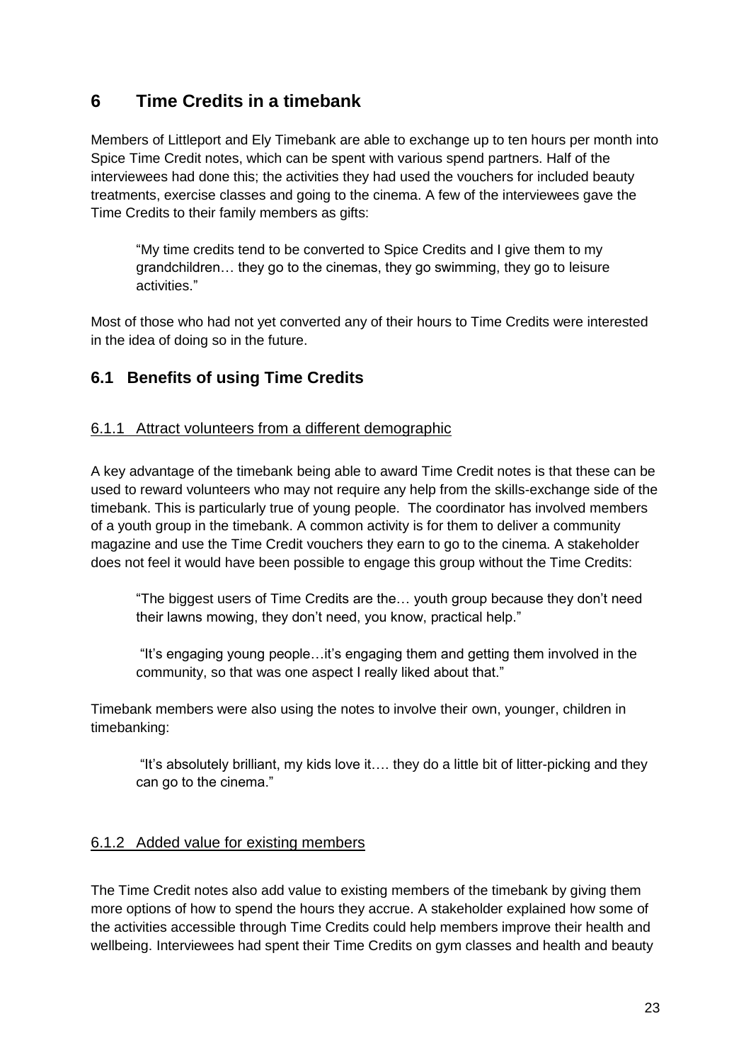# 6 Time Credits in a timebank

Members of Littleport and Ely Timebank are able to exchange up to ten hours per month into Spice Time Credit notes, which can be spent with various spend partners. Half of the interviewees had done this; the activities they had used the vouchers for included beauty treatments, exercise classes and going to the cinema. A few of the interviewees gave the Time Credits to their family members as gifts:

> "My time credits tend to be converted to Spice Credits and I give them to my grandchildren… they go to the cinemas, they go swimming, they go to leisure activities."

Most of those who had not yet converted any of their hours to Time Credits were interested in the idea of doing so in the future.

## 6.1 Benefits of using Time Credits

### 6.1.1 Attract volunteers from a different demographic

A key advantage of the timebank being able to award Time Credit notes is that these can be used to reward volunteers who may not require any help from the skills-exchange side of the timebank. This is particularly true of young people. The coordinator has involved members of a youth group in the timebank. A common activity is for them to deliver a community magazine and use the Time Credit vouchers they earn to go to the cinema. A stakeholder does not feel it would have been possible to engage this group without the Time Credits:

> "The biggest users of Time Credits are the… youth group because they don't need their lawns mowing, they don't need, you know, practical help."

> "It's engaging young people…it's engaging them and getting them involved in the community, so that was one aspect I really liked about that."

Timebank members were also using the notes to involve their own, younger, children in timebanking:

> "It's absolutely brilliant, my kids love it…. they do a little bit of litter-picking and they can go to the cinema."

### 6.1.2 Added value for existing members

The Time Credit notes also add value to existing members of the timebank by giving them more options of how to spend the hours they accrue. A stakeholder explained how some of the activities accessible through Time Credits could help members improve their health and wellbeing. Interviewees had spent their Time Credits on gym classes and health and beauty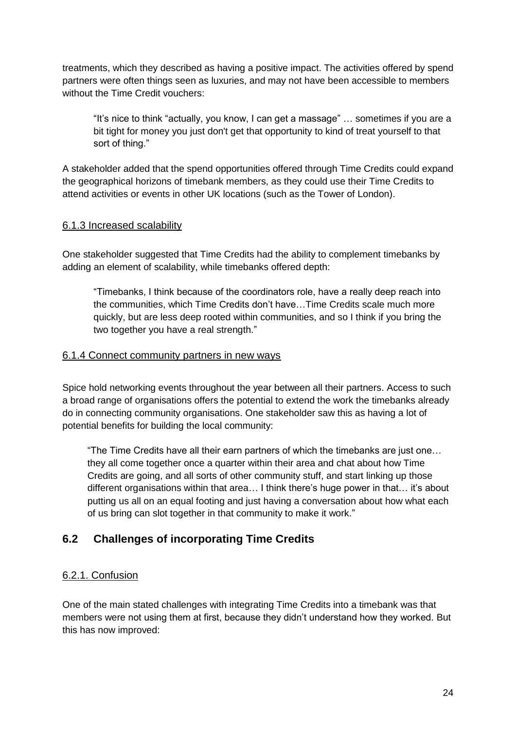treatments, which they described as having a positive impact. The activities offered by spend partners were often things seen as luxuries, and may not have been accessible to members without the Time Credit vouchers:

> "It's nice to think "actually, you know, I can get a massage" … sometimes if you are a bit tight for money you just don't get that opportunity to kind of treat yourself to that sort of thing."

A stakeholder added that the spend opportunities offered through Time Credits could expand the geographical horizons of timebank members, as they could use their Time Credits to attend activities or events in other UK locations (such as the Tower of London).

#### 6.1.3 Increased scalability

One stakeholder suggested that Time Credits had the ability to complement timebanks by adding an element of scalability, while timebanks offered depth:

> "Timebanks, I think because of the coordinators role, have a really deep reach into the communities, which Time Credits don't have…Time Credits scale much more quickly, but are less deep rooted within communities, and so I think if you bring the two together you have a real strength."

#### 6.1.4 Connect community partners in new ways

Spice hold networking events throughout the year between all their partners. Access to such a broad range of organisations offers the potential to extend the work the timebanks already do in connecting community organisations. One stakeholder saw this as having a lot of potential benefits for building the local community:

> "The Time Credits have all their earn partners of which the timebanks are just one… they all come together once a quarter within their area and chat about how Time Credits are going, and all sorts of other community stuff, and start linking up those different organisations within that area… I think there's huge power in that… it's about putting us all on an equal footing and just having a conversation about how what each of us bring can slot together in that community to make it work."

## 6.2 Challenges of incorporating Time Credits

#### 6.2.1. Confusion

One of the main stated challenges with integrating Time Credits into a timebank was that members were not using them at first, because they didn't understand how they worked. But this has now improved: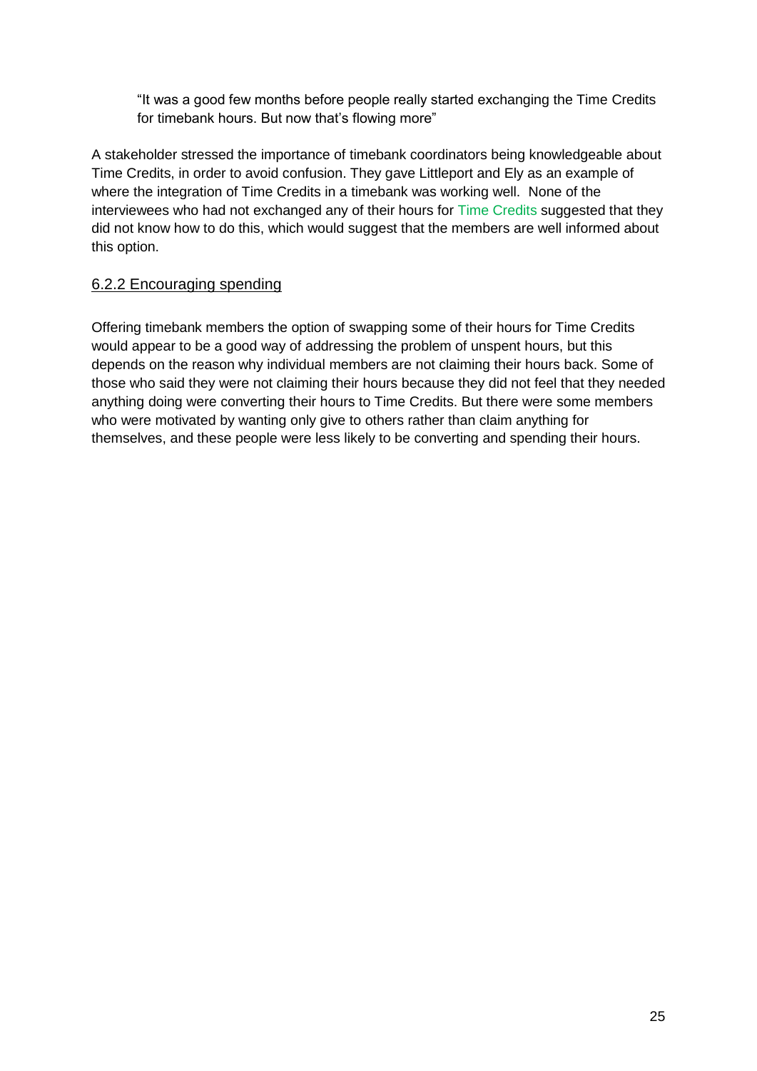> "It was a good few months before people really started exchanging the Time Credits for timebank hours. But now that's flowing more"

A stakeholder stressed the importance of timebank coordinators being knowledgeable about Time Credits, in order to avoid confusion. They gave Littleport and Ely as an example of where the integration of Time Credits in a timebank was working well. None of the interviewees who had not exchanged any of their hours for Time Credits suggested that they did not know how to do this, which would suggest that the members are well informed about this option.

### 6.2.2 Encouraging spending

Offering timebank members the option of swapping some of their hours for Time Credits would appear to be a good way of addressing the problem of unspent hours, but this depends on the reason why individual members are not claiming their hours back. Some of those who said they were not claiming their hours because they did not feel that they needed anything doing were converting their hours to Time Credits. But there were some members who were motivated by wanting only give to others rather than claim anything for themselves, and these people were less likely to be converting and spending their hours.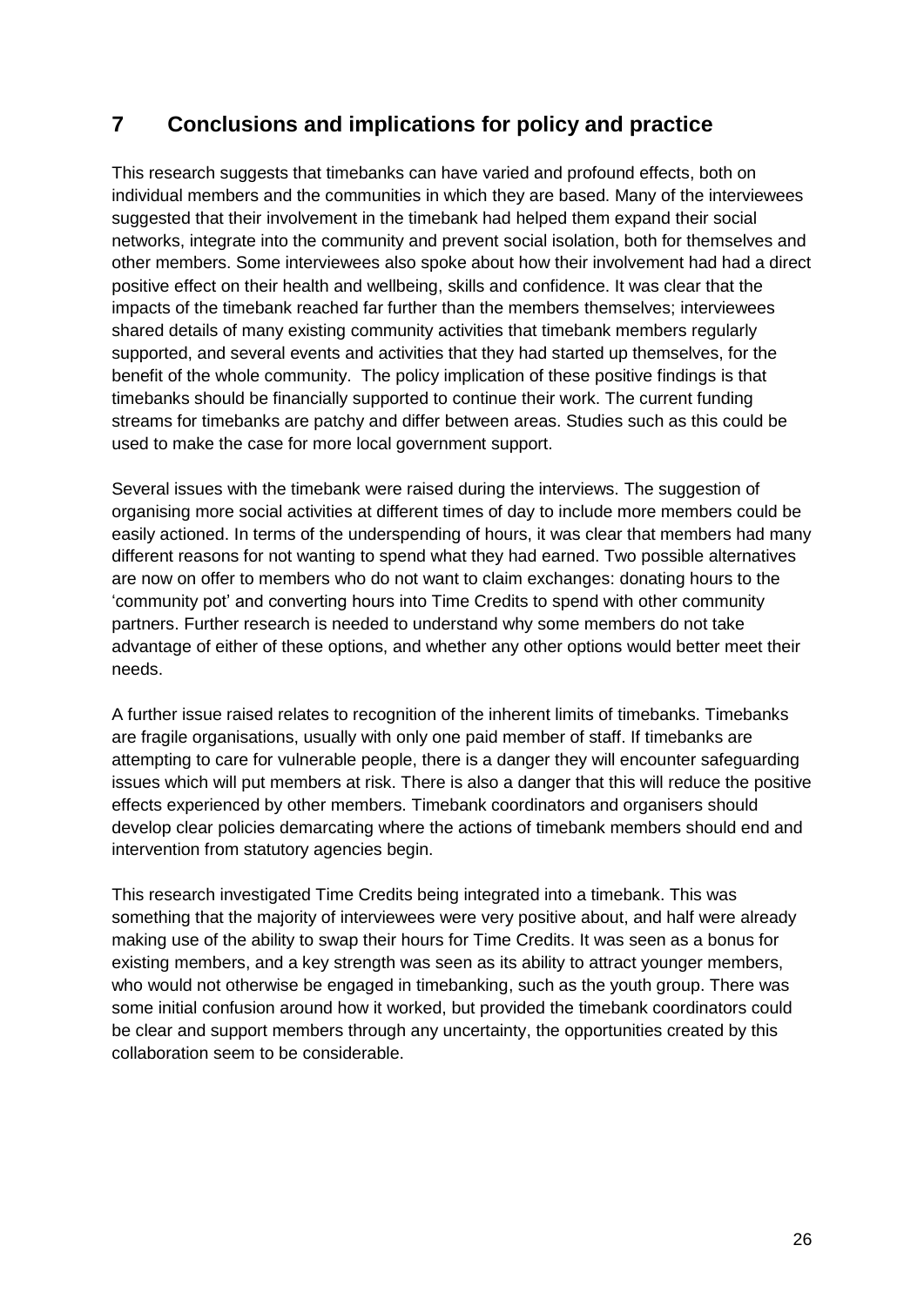# 7 Conclusions and implications for policy and practice

This research suggests that timebanks can have varied and profound effects, both on individual members and the communities in which they are based. Many of the interviewees suggested that their involvement in the timebank had helped them expand their social networks, integrate into the community and prevent social isolation, both for themselves and other members. Some interviewees also spoke about how their involvement had had a direct positive effect on their health and wellbeing, skills and confidence. It was clear that the impacts of the timebank reached far further than the members themselves; interviewees shared details of many existing community activities that timebank members regularly supported, and several events and activities that they had started up themselves, for the benefit of the whole community. The policy implication of these positive findings is that timebanks should be financially supported to continue their work. The current funding streams for timebanks are patchy and differ between areas. Studies such as this could be used to make the case for more local government support.

Several issues with the timebank were raised during the interviews. The suggestion of organising more social activities at different times of day to include more members could be easily actioned. In terms of the underspending of hours, it was clear that members had many different reasons for not wanting to spend what they had earned. Two possible alternatives are now on offer to members who do not want to claim exchanges: donating hours to the 'community pot' and converting hours into Time Credits to spend with other community partners. Further research is needed to understand why some members do not take advantage of either of these options, and whether any other options would better meet their needs.

A further issue raised relates to recognition of the inherent limits of timebanks. Timebanks are fragile organisations, usually with only one paid member of staff. If timebanks are attempting to care for vulnerable people, there is a danger they will encounter safeguarding issues which will put members at risk. There is also a danger that this will reduce the positive effects experienced by other members. Timebank coordinators and organisers should develop clear policies demarcating where the actions of timebank members should end and intervention from statutory agencies begin.

This research investigated Time Credits being integrated into a timebank. This was something that the majority of interviewees were very positive about, and half were already making use of the ability to swap their hours for Time Credits. It was seen as a bonus for existing members, and a key strength was seen as its ability to attract younger members, who would not otherwise be engaged in timebanking, such as the youth group. There was some initial confusion around how it worked, but provided the timebank coordinators could be clear and support members through any uncertainty, the opportunities created by this collaboration seem to be considerable.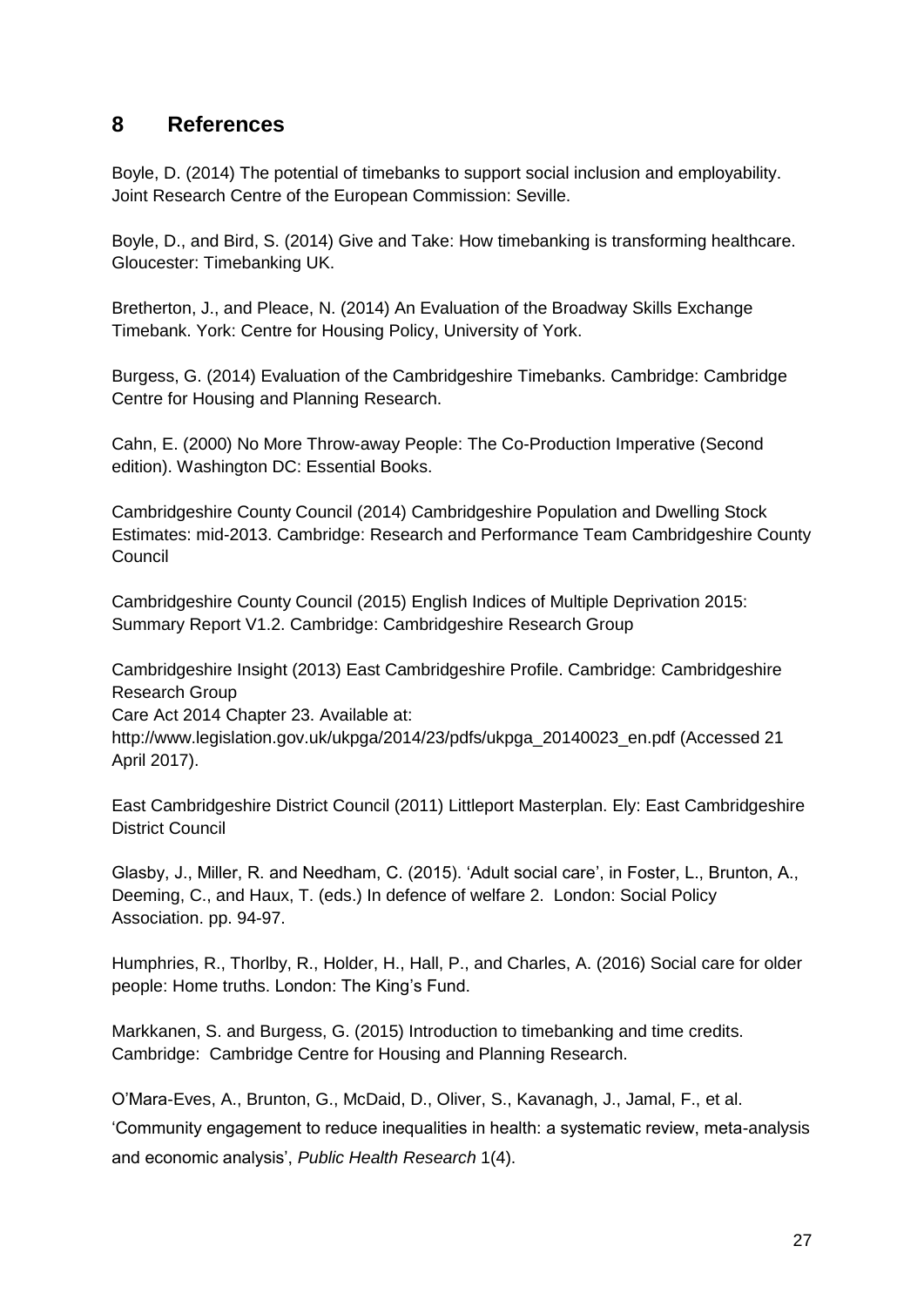## 8 References

Boyle, D. (2014) The potential of timebanks to support social inclusion and employability. Joint Research Centre of the European Commission: Seville.

Boyle, D., and Bird, S. (2014) Give and Take: How timebanking is transforming healthcare. Gloucester: Timebanking UK.

Bretherton, J., and Pleace, N. (2014) An Evaluation of the Broadway Skills Exchange Timebank. York: Centre for Housing Policy, University of York.

Burgess, G. (2014) Evaluation of the Cambridgeshire Timebanks. Cambridge: Cambridge Centre for Housing and Planning Research.

Cahn, E. (2000) No More Throw-away People: The Co-Production Imperative (Second edition). Washington DC: Essential Books.

Cambridgeshire County Council (2014) Cambridgeshire Population and Dwelling Stock Estimates: mid-2013. Cambridge: Research and Performance Team Cambridgeshire County Council

Cambridgeshire County Council (2015) English Indices of Multiple Deprivation 2015: Summary Report V1.2. Cambridge: Cambridgeshire Research Group

Cambridgeshire Insight (2013) East Cambridgeshire Profile. Cambridge: Cambridgeshire Research Group
Care Act 2014 Chapter 23. Available at: http://www.legislation.gov.uk/ukpga/2014/23/pdfs/ukpga_20140023_en.pdf (Accessed 21 April 2017).

East Cambridgeshire District Council (2011) Littleport Masterplan. Ely: East Cambridgeshire District Council

Glasby, J., Miller, R. and Needham, C. (2015). 'Adult social care', in Foster, L., Brunton, A., Deeming, C., and Haux, T. (eds.) In defence of welfare 2. London: Social Policy Association. pp. 94-97.

Humphries, R., Thorlby, R., Holder, H., Hall, P., and Charles, A. (2016) Social care for older people: Home truths. London: The King's Fund.

Markkanen, S. and Burgess, G. (2015) Introduction to timebanking and time credits. Cambridge: Cambridge Centre for Housing and Planning Research.

O'Mara-Eves, A., Brunton, G., McDaid, D., Oliver, S., Kavanagh, J., Jamal, F., et al. 'Community engagement to reduce inequalities in health: a systematic review, meta-analysis and economic analysis', *Public Health Research* 1(4).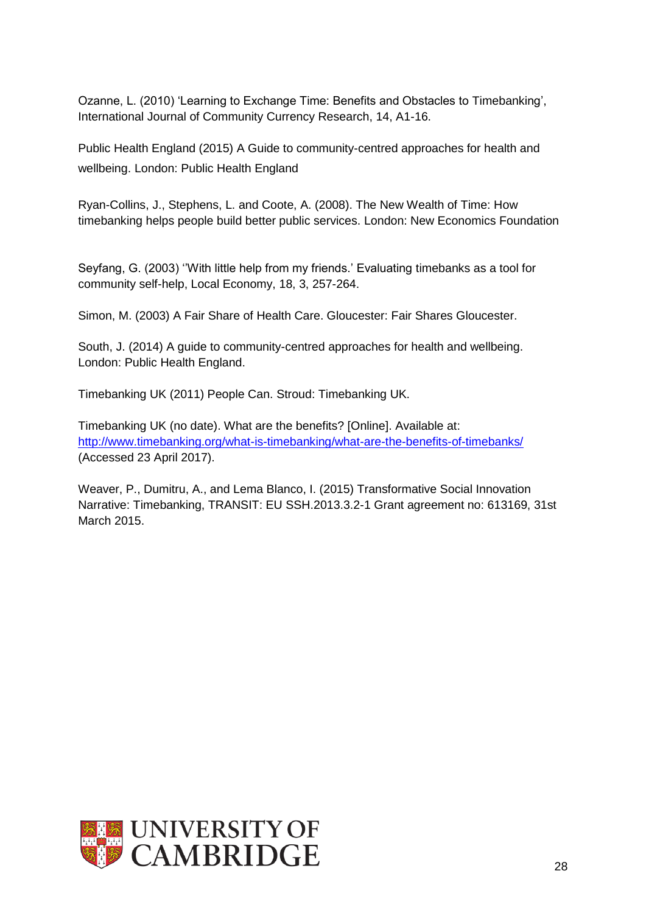Ozanne, L. (2010) 'Learning to Exchange Time: Benefits and Obstacles to Timebanking', International Journal of Community Currency Research, 14, A1-16.

Public Health England (2015) A Guide to community-centred approaches for health and wellbeing. London: Public Health England

Ryan-Collins, J., Stephens, L. and Coote, A. (2008). The New Wealth of Time: How timebanking helps people build better public services. London: New Economics Foundation

Seyfang, G. (2003) ''With little help from my friends.' Evaluating timebanks as a tool for community self-help, Local Economy, 18, 3, 257-264.

Simon, M. (2003) A Fair Share of Health Care. Gloucester: Fair Shares Gloucester.

South, J. (2014) A guide to community-centred approaches for health and wellbeing. London: Public Health England.

Timebanking UK (2011) People Can. Stroud: Timebanking UK.

Timebanking UK (no date). What are the benefits? [Online]. Available at: http://www.timebanking.org/what-is-timebanking/what-are-the-benefits-of-timebanks/ (Accessed 23 April 2017).

Weaver, P., Dumitru, A., and Lema Blanco, I. (2015) Transformative Social Innovation Narrative: Timebanking, TRANSIT: EU SSH.2013.3.2-1 Grant agreement no: 613169, 31st March 2015.

UNIVERSITY OF CAMBRIDGE